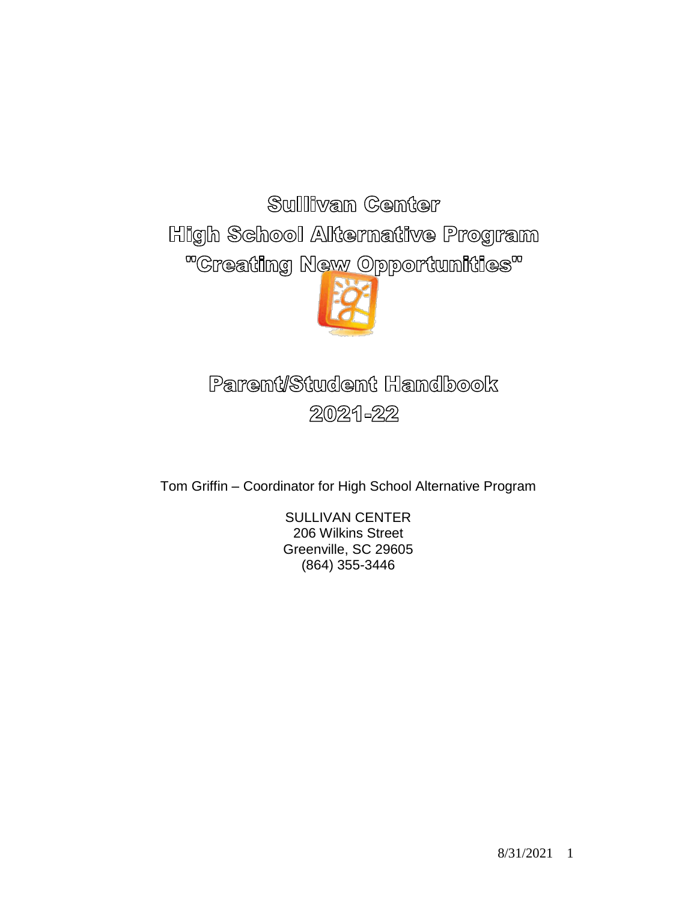# Sullivan Center
# High School Alternative Program
# "Creating New Opportunities"

## Parent/Student Handbook
## 2021-22

Tom Griffin – Coordinator for High School Alternative Program

SULLIVAN CENTER
206 Wilkins Street
Greenville, SC 29605
(864) 355-3446

8/31/2021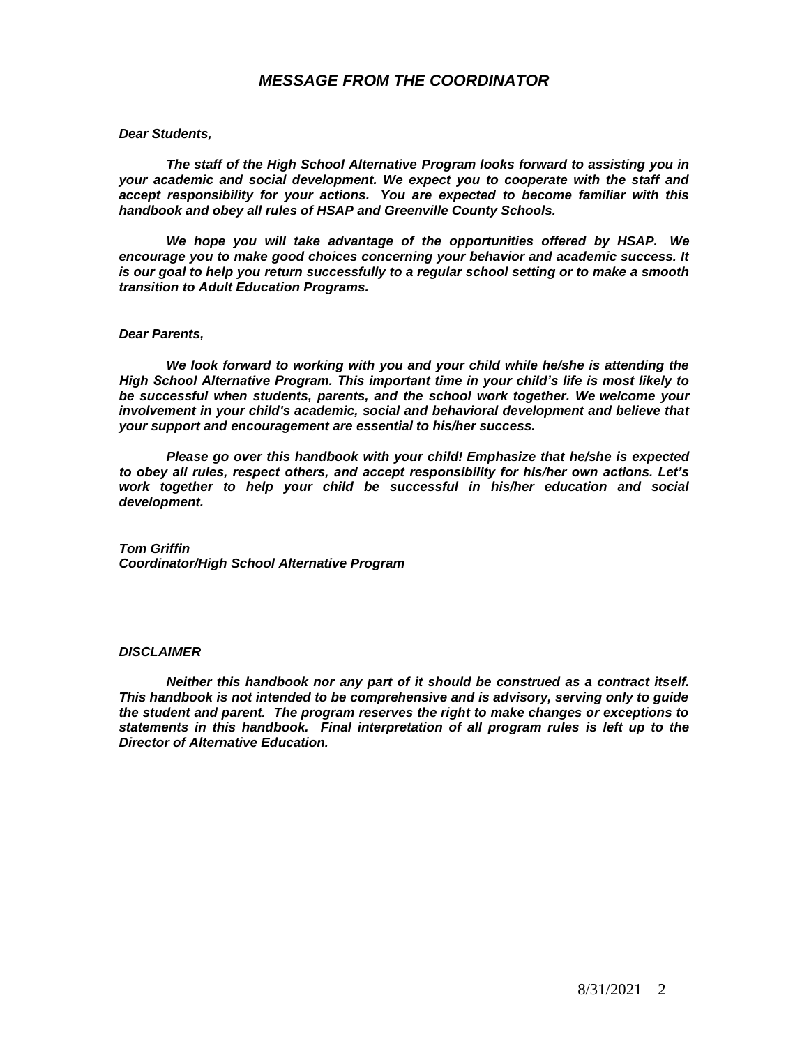## *MESSAGE FROM THE COORDINATOR*

***Dear Students,***

***The staff of the High School Alternative Program looks forward to assisting you in your academic and social development. We expect you to cooperate with the staff and accept responsibility for your actions. You are expected to become familiar with this handbook and obey all rules of HSAP and Greenville County Schools.***

***We hope you will take advantage of the opportunities offered by HSAP. We encourage you to make good choices concerning your behavior and academic success. It is our goal to help you return successfully to a regular school setting or to make a smooth transition to Adult Education Programs.***

***Dear Parents,***

***We look forward to working with you and your child while he/she is attending the High School Alternative Program. This important time in your child's life is most likely to be successful when students, parents, and the school work together. We welcome your involvement in your child's academic, social and behavioral development and believe that your support and encouragement are essential to his/her success.***

***Please go over this handbook with your child! Emphasize that he/she is expected to obey all rules, respect others, and accept responsibility for his/her own actions. Let's work together to help your child be successful in his/her education and social development.***

***Tom Griffin***
***Coordinator/High School Alternative Program***

***DISCLAIMER***

***Neither this handbook nor any part of it should be construed as a contract itself. This handbook is not intended to be comprehensive and is advisory, serving only to guide the student and parent. The program reserves the right to make changes or exceptions to statements in this handbook. Final interpretation of all program rules is left up to the Director of Alternative Education.***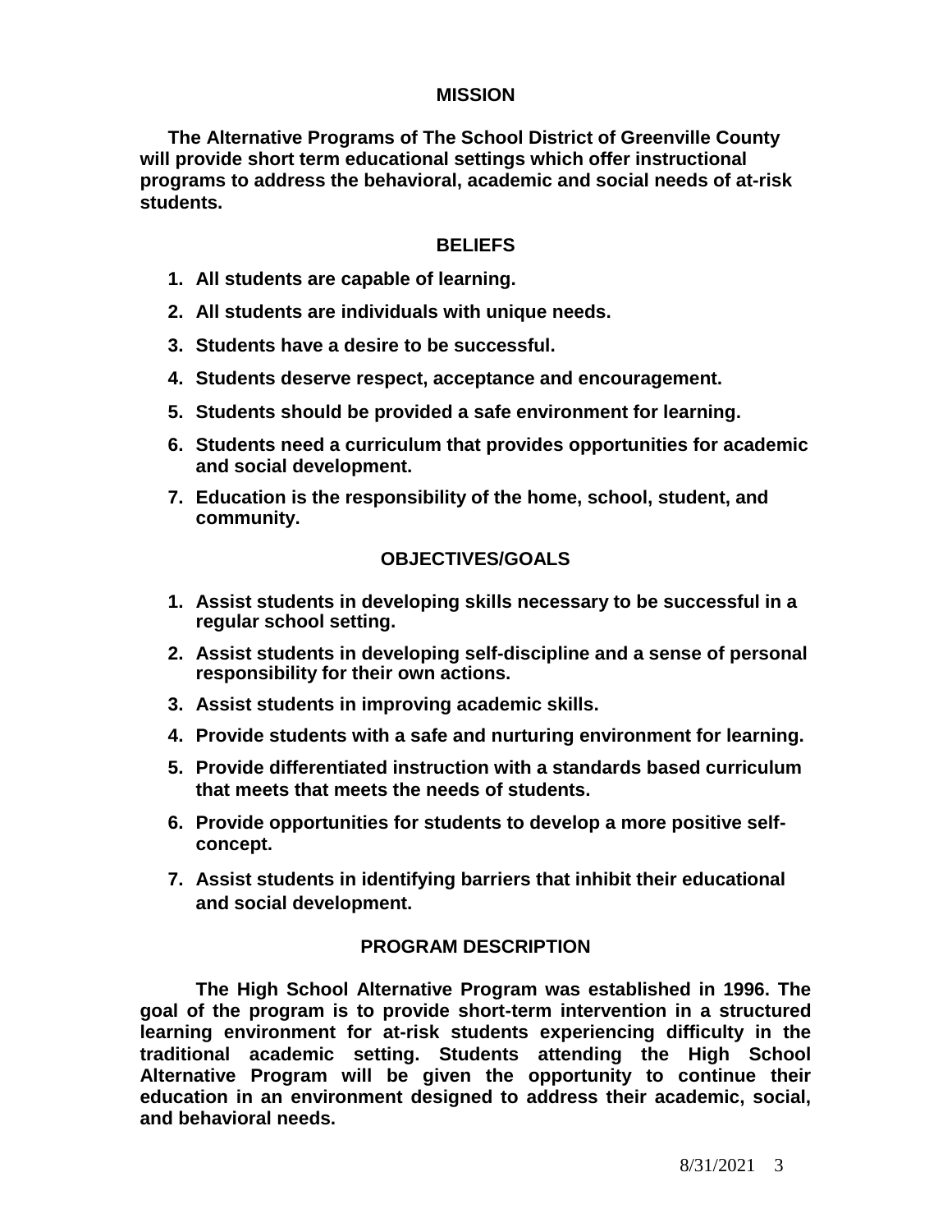## MISSION

**The Alternative Programs of The School District of Greenville County will provide short term educational settings which offer instructional programs to address the behavioral, academic and social needs of at-risk students.**

## BELIEFS

1. **All students are capable of learning.**
2. **All students are individuals with unique needs.**
3. **Students have a desire to be successful.**
4. **Students deserve respect, acceptance and encouragement.**
5. **Students should be provided a safe environment for learning.**
6. **Students need a curriculum that provides opportunities for academic and social development.**
7. **Education is the responsibility of the home, school, student, and community.**

## OBJECTIVES/GOALS

1. **Assist students in developing skills necessary to be successful in a regular school setting.**
2. **Assist students in developing self-discipline and a sense of personal responsibility for their own actions.**
3. **Assist students in improving academic skills.**
4. **Provide students with a safe and nurturing environment for learning.**
5. **Provide differentiated instruction with a standards based curriculum that meets that meets the needs of students.**
6. **Provide opportunities for students to develop a more positive self-concept.**
7. **Assist students in identifying barriers that inhibit their educational and social development.**

## PROGRAM DESCRIPTION

**The High School Alternative Program was established in 1996. The goal of the program is to provide short-term intervention in a structured learning environment for at-risk students experiencing difficulty in the traditional academic setting. Students attending the High School Alternative Program will be given the opportunity to continue their education in an environment designed to address their academic, social, and behavioral needs.**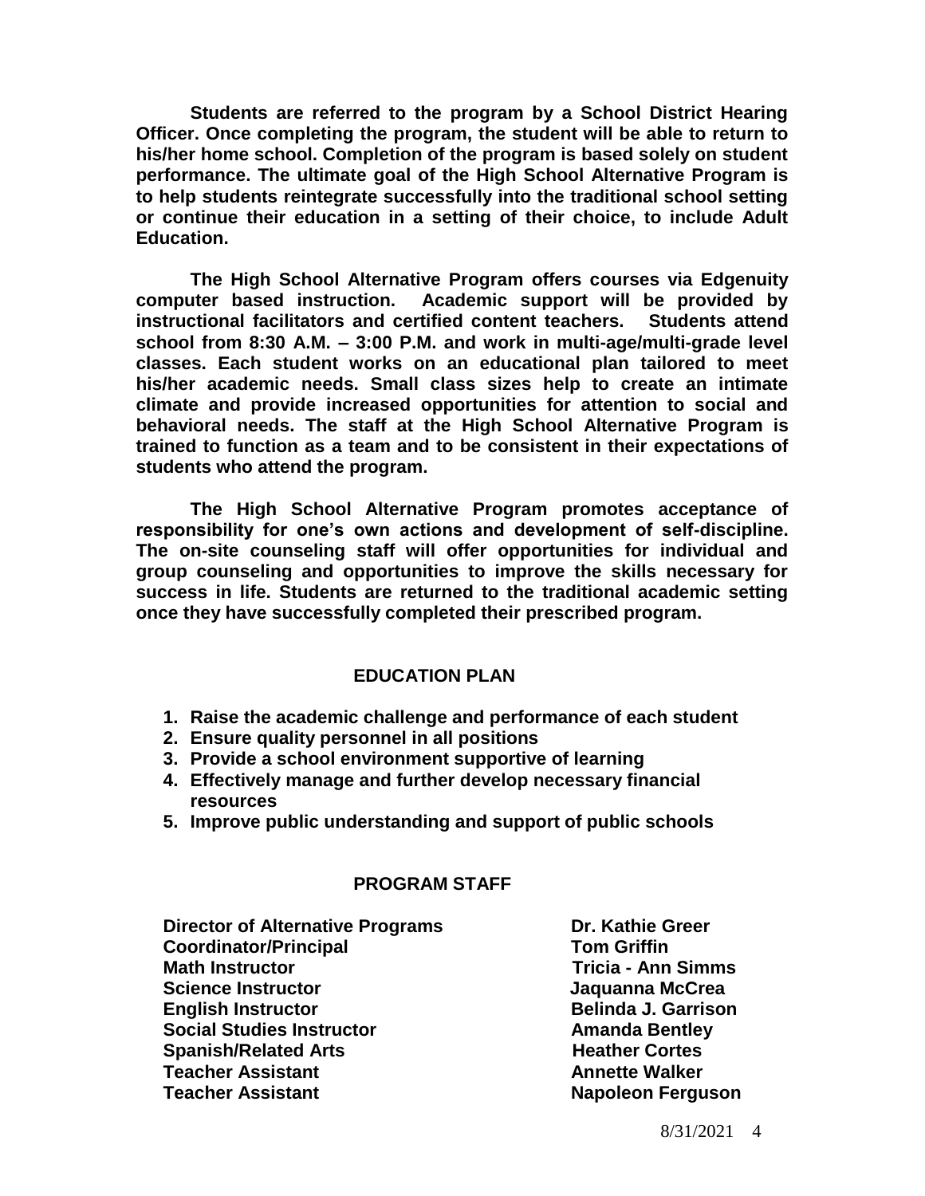**Students are referred to the program by a School District Hearing Officer. Once completing the program, the student will be able to return to his/her home school. Completion of the program is based solely on student performance. The ultimate goal of the High School Alternative Program is to help students reintegrate successfully into the traditional school setting or continue their education in a setting of their choice, to include Adult Education.**

**The High School Alternative Program offers courses via Edgenuity computer based instruction. Academic support will be provided by instructional facilitators and certified content teachers. Students attend school from 8:30 A.M. – 3:00 P.M. and work in multi-age/multi-grade level classes. Each student works on an educational plan tailored to meet his/her academic needs. Small class sizes help to create an intimate climate and provide increased opportunities for attention to social and behavioral needs. The staff at the High School Alternative Program is trained to function as a team and to be consistent in their expectations of students who attend the program.**

**The High School Alternative Program promotes acceptance of responsibility for one's own actions and development of self-discipline. The on-site counseling staff will offer opportunities for individual and group counseling and opportunities to improve the skills necessary for success in life. Students are returned to the traditional academic setting once they have successfully completed their prescribed program.**

## EDUCATION PLAN

1. **Raise the academic challenge and performance of each student**
2. **Ensure quality personnel in all positions**
3. **Provide a school environment supportive of learning**
4. **Effectively manage and further develop necessary financial resources**
5. **Improve public understanding and support of public schools**

## PROGRAM STAFF

| | |
|---|---|
| **Director of Alternative Programs** | **Dr. Kathie Greer** |
| **Coordinator/Principal** | **Tom Griffin** |
| **Math Instructor** | **Tricia - Ann Simms** |
| **Science Instructor** | **Jaquanna McCrea** |
| **English Instructor** | **Belinda J. Garrison** |
| **Social Studies Instructor** | **Amanda Bentley** |
| **Spanish/Related Arts** | **Heather Cortes** |
| **Teacher Assistant** | **Annette Walker** |
| **Teacher Assistant** | **Napoleon Ferguson** |

8/31/2021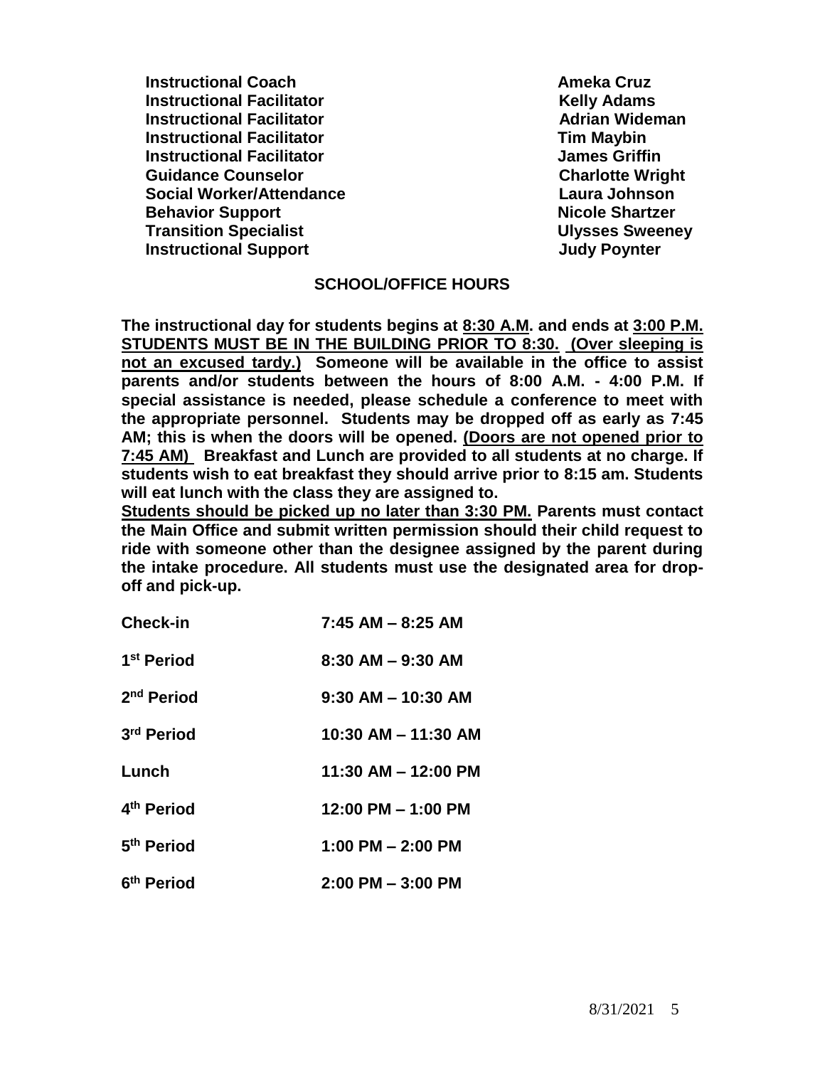| | |
|---|---|
| **Instructional Coach** | **Ameka Cruz** |
| **Instructional Facilitator** | **Kelly Adams** |
| **Instructional Facilitator** | **Adrian Wideman** |
| **Instructional Facilitator** | **Tim Maybin** |
| **Instructional Facilitator** | **James Griffin** |
| **Guidance Counselor** | **Charlotte Wright** |
| **Social Worker/Attendance** | **Laura Johnson** |
| **Behavior Support** | **Nicole Shartzer** |
| **Transition Specialist** | **Ulysses Sweeney** |
| **Instructional Support** | **Judy Poynter** |

## SCHOOL/OFFICE HOURS

**The instructional day for students begins at 8:30 A.M. and ends at 3:00 P.M. STUDENTS MUST BE IN THE BUILDING PRIOR TO 8:30. (Over sleeping is not an excused tardy.) Someone will be available in the office to assist parents and/or students between the hours of 8:00 A.M. - 4:00 P.M. If special assistance is needed, please schedule a conference to meet with the appropriate personnel. Students may be dropped off as early as 7:45 AM; this is when the doors will be opened. (Doors are not opened prior to 7:45 AM) Breakfast and Lunch are provided to all students at no charge. If students wish to eat breakfast they should arrive prior to 8:15 am. Students will eat lunch with the class they are assigned to.**

**Students should be picked up no later than 3:30 PM. Parents must contact the Main Office and submit written permission should their child request to ride with someone other than the designee assigned by the parent during the intake procedure. All students must use the designated area for drop-off and pick-up.**

| | |
|---|---|
| **Check-in** | **7:45 AM – 8:25 AM** |
| **1st Period** | **8:30 AM – 9:30 AM** |
| **2nd Period** | **9:30 AM – 10:30 AM** |
| **3rd Period** | **10:30 AM – 11:30 AM** |
| **Lunch** | **11:30 AM – 12:00 PM** |
| **4th Period** | **12:00 PM – 1:00 PM** |
| **5th Period** | **1:00 PM – 2:00 PM** |
| **6th Period** | **2:00 PM – 3:00 PM** |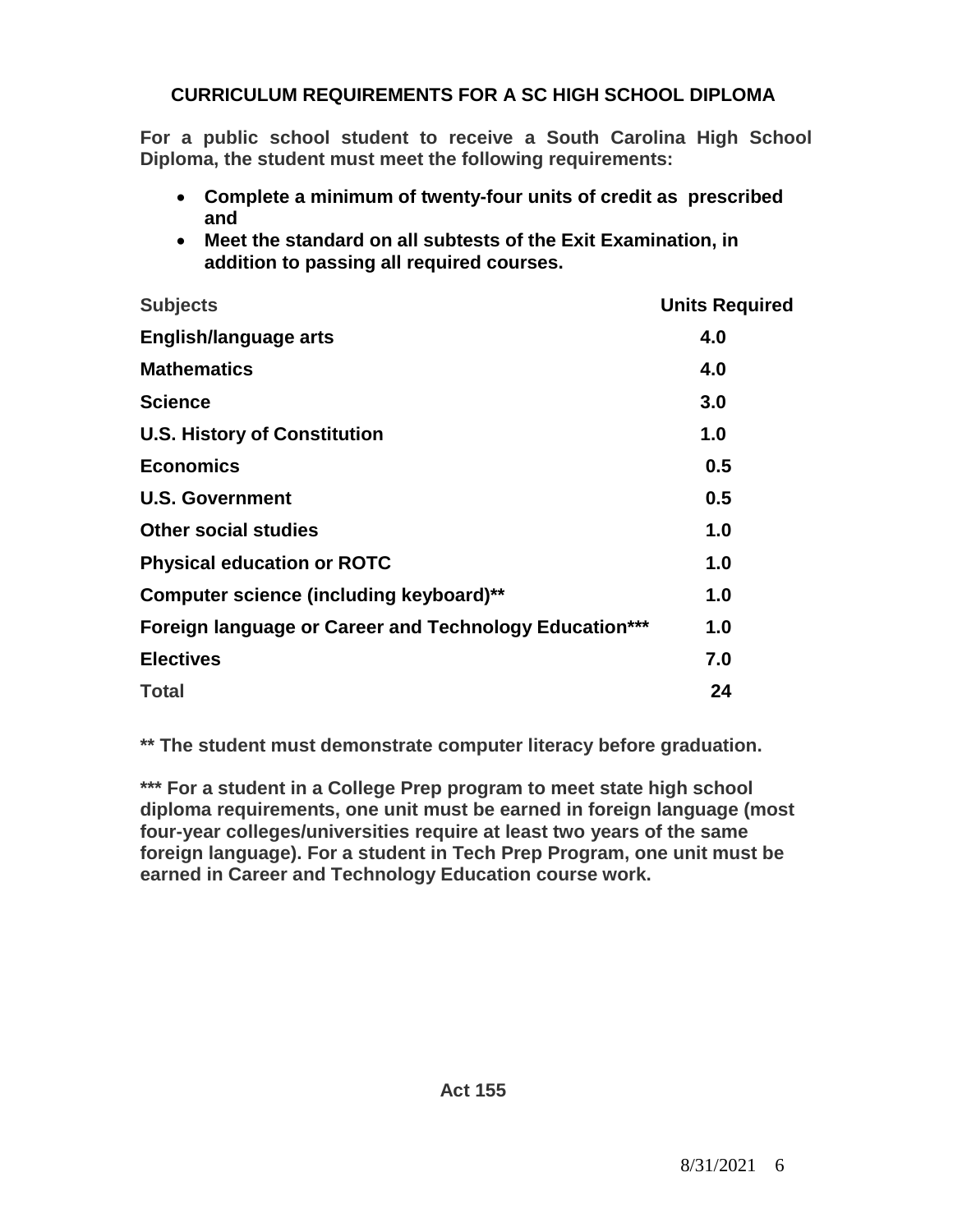## CURRICULUM REQUIREMENTS FOR A SC HIGH SCHOOL DIPLOMA

**For a public school student to receive a South Carolina High School Diploma, the student must meet the following requirements:**

- **Complete a minimum of twenty-four units of credit as prescribed and**
- **Meet the standard on all subtests of the Exit Examination, in addition to passing all required courses.**

| Subjects | Units Required |
|---|---|
| **English/language arts** | **4.0** |
| **Mathematics** | **4.0** |
| **Science** | **3.0** |
| **U.S. History of Constitution** | **1.0** |
| **Economics** | **0.5** |
| **U.S. Government** | **0.5** |
| **Other social studies** | **1.0** |
| **Physical education or ROTC** | **1.0** |
| **Computer science (including keyboard)**** | **1.0** |
| **Foreign language or Career and Technology Education***** | **1.0** |
| **Electives** | **7.0** |
| **Total** | **24** |

**** The student must demonstrate computer literacy before graduation.**

***** For a student in a College Prep program to meet state high school diploma requirements, one unit must be earned in foreign language (most four-year colleges/universities require at least two years of the same foreign language). For a student in Tech Prep Program, one unit must be earned in Career and Technology Education course work.**

**Act 155**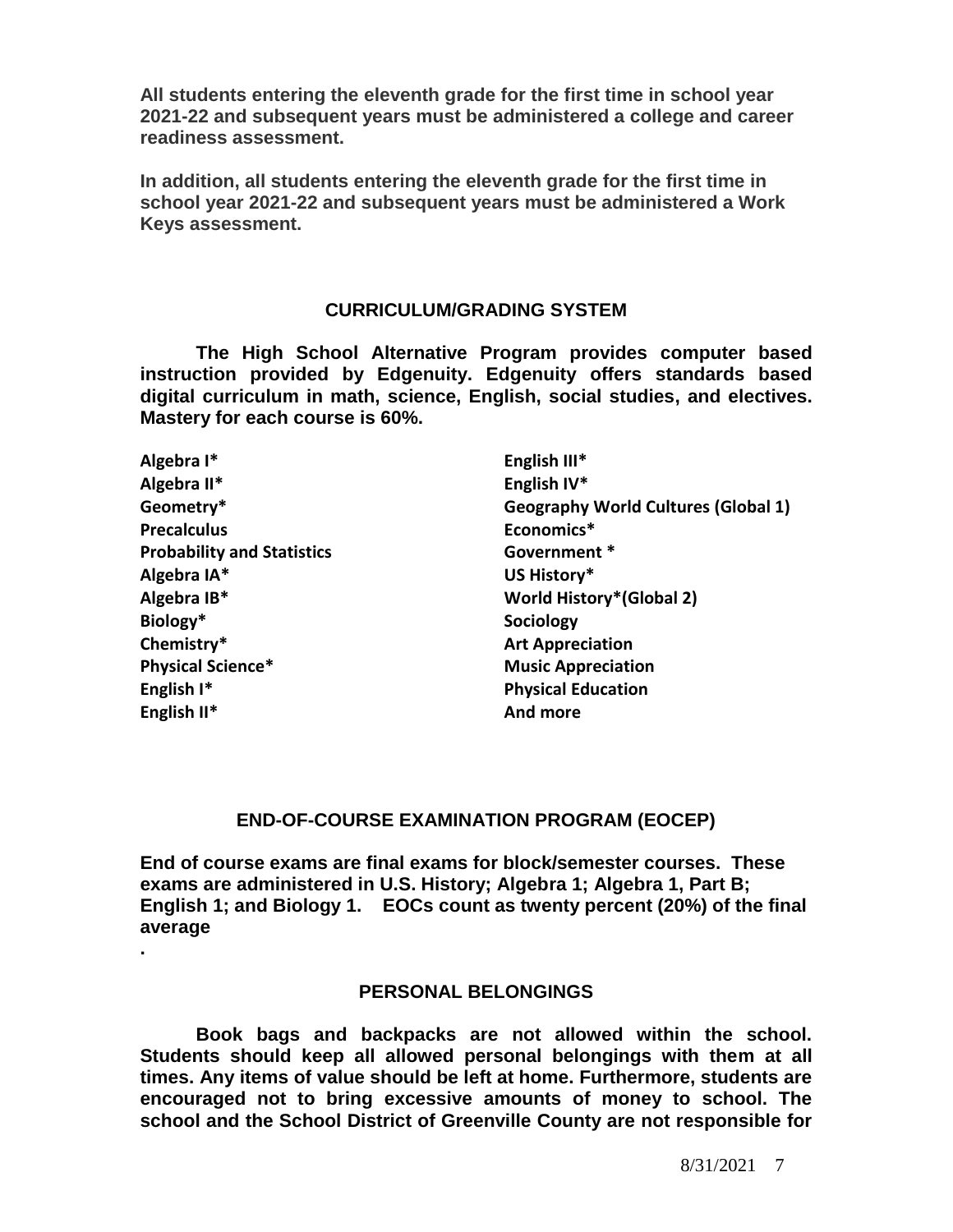**All students entering the eleventh grade for the first time in school year 2021-22 and subsequent years must be administered a college and career readiness assessment.**

**In addition, all students entering the eleventh grade for the first time in school year 2021-22 and subsequent years must be administered a Work Keys assessment.**

## CURRICULUM/GRADING SYSTEM

**The High School Alternative Program provides computer based instruction provided by Edgenuity. Edgenuity offers standards based digital curriculum in math, science, English, social studies, and electives. Mastery for each course is 60%.**

**Algebra I***
**Algebra II***
**Geometry***
**Precalculus**
**Probability and Statistics**
**Algebra IA***
**Algebra IB***
**Biology***
**Chemistry***
**Physical Science***
**English I***
**English II***
**English III***
**English IV***
**Geography World Cultures (Global 1)**
**Economics***
**Government ***
**US History***
**World History*(Global 2)**
**Sociology**
**Art Appreciation**
**Music Appreciation**
**Physical Education**
**And more**

## END-OF-COURSE EXAMINATION PROGRAM (EOCEP)

**End of course exams are final exams for block/semester courses. These exams are administered in U.S. History; Algebra 1; Algebra 1, Part B; English 1; and Biology 1. EOCs count as twenty percent (20%) of the final average**

**.**

## PERSONAL BELONGINGS

**Book bags and backpacks are not allowed within the school. Students should keep all allowed personal belongings with them at all times. Any items of value should be left at home. Furthermore, students are encouraged not to bring excessive amounts of money to school. The school and the School District of Greenville County are not responsible for**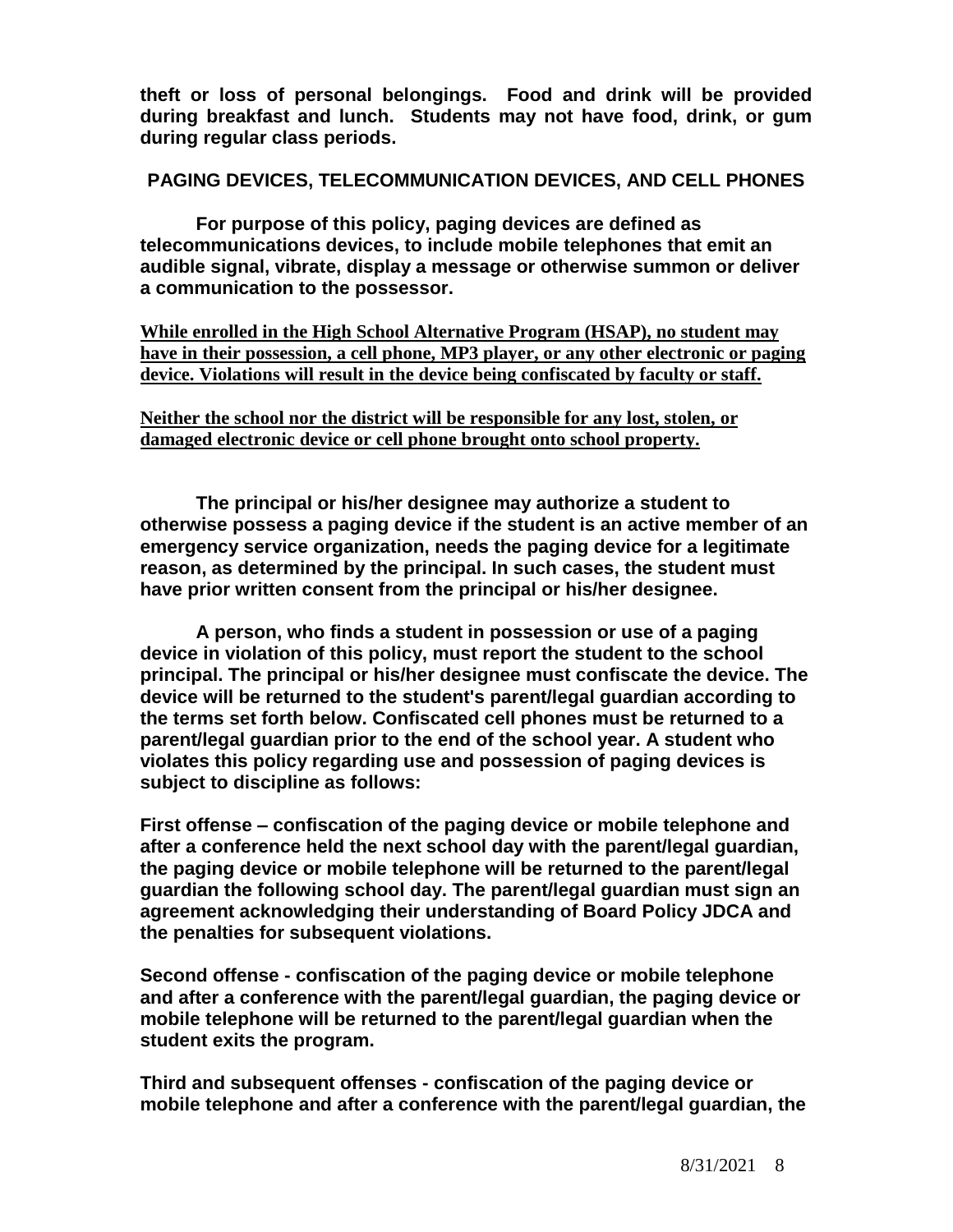**theft or loss of personal belongings. Food and drink will be provided during breakfast and lunch. Students may not have food, drink, or gum during regular class periods.**

## PAGING DEVICES, TELECOMMUNICATION DEVICES, AND CELL PHONES

**For purpose of this policy, paging devices are defined as telecommunications devices, to include mobile telephones that emit an audible signal, vibrate, display a message or otherwise summon or deliver a communication to the possessor.**

**<u>While enrolled in the High School Alternative Program (HSAP), no student may have in their possession, a cell phone, MP3 player, or any other electronic or paging device. Violations will result in the device being confiscated by faculty or staff.</u>**

**<u>Neither the school nor the district will be responsible for any lost, stolen, or damaged electronic device or cell phone brought onto school property.</u>**

**The principal or his/her designee may authorize a student to otherwise possess a paging device if the student is an active member of an emergency service organization, needs the paging device for a legitimate reason, as determined by the principal. In such cases, the student must have prior written consent from the principal or his/her designee.**

**A person, who finds a student in possession or use of a paging device in violation of this policy, must report the student to the school principal. The principal or his/her designee must confiscate the device. The device will be returned to the student's parent/legal guardian according to the terms set forth below. Confiscated cell phones must be returned to a parent/legal guardian prior to the end of the school year. A student who violates this policy regarding use and possession of paging devices is subject to discipline as follows:**

**First offense – confiscation of the paging device or mobile telephone and after a conference held the next school day with the parent/legal guardian, the paging device or mobile telephone will be returned to the parent/legal guardian the following school day. The parent/legal guardian must sign an agreement acknowledging their understanding of Board Policy JDCA and the penalties for subsequent violations.**

**Second offense - confiscation of the paging device or mobile telephone and after a conference with the parent/legal guardian, the paging device or mobile telephone will be returned to the parent/legal guardian when the student exits the program.**

**Third and subsequent offenses - confiscation of the paging device or mobile telephone and after a conference with the parent/legal guardian, the**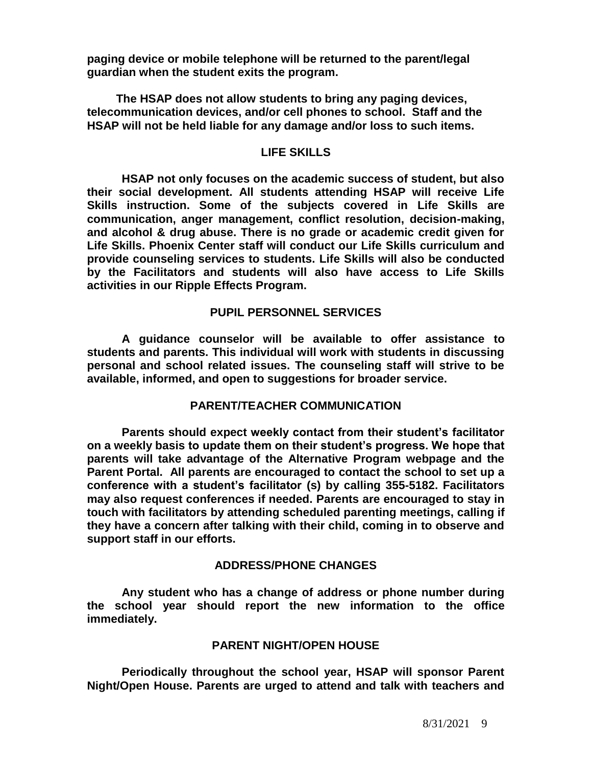**paging device or mobile telephone will be returned to the parent/legal guardian when the student exits the program.**

**The HSAP does not allow students to bring any paging devices, telecommunication devices, and/or cell phones to school. Staff and the HSAP will not be held liable for any damage and/or loss to such items.**

## LIFE SKILLS

**HSAP not only focuses on the academic success of student, but also their social development. All students attending HSAP will receive Life Skills instruction. Some of the subjects covered in Life Skills are communication, anger management, conflict resolution, decision-making, and alcohol & drug abuse. There is no grade or academic credit given for Life Skills. Phoenix Center staff will conduct our Life Skills curriculum and provide counseling services to students. Life Skills will also be conducted by the Facilitators and students will also have access to Life Skills activities in our Ripple Effects Program.**

## PUPIL PERSONNEL SERVICES

**A guidance counselor will be available to offer assistance to students and parents. This individual will work with students in discussing personal and school related issues. The counseling staff will strive to be available, informed, and open to suggestions for broader service.**

## PARENT/TEACHER COMMUNICATION

**Parents should expect weekly contact from their student's facilitator on a weekly basis to update them on their student's progress. We hope that parents will take advantage of the Alternative Program webpage and the Parent Portal. All parents are encouraged to contact the school to set up a conference with a student's facilitator (s) by calling 355-5182. Facilitators may also request conferences if needed. Parents are encouraged to stay in touch with facilitators by attending scheduled parenting meetings, calling if they have a concern after talking with their child, coming in to observe and support staff in our efforts.**

## ADDRESS/PHONE CHANGES

**Any student who has a change of address or phone number during the school year should report the new information to the office immediately.**

## PARENT NIGHT/OPEN HOUSE

**Periodically throughout the school year, HSAP will sponsor Parent Night/Open House. Parents are urged to attend and talk with teachers and**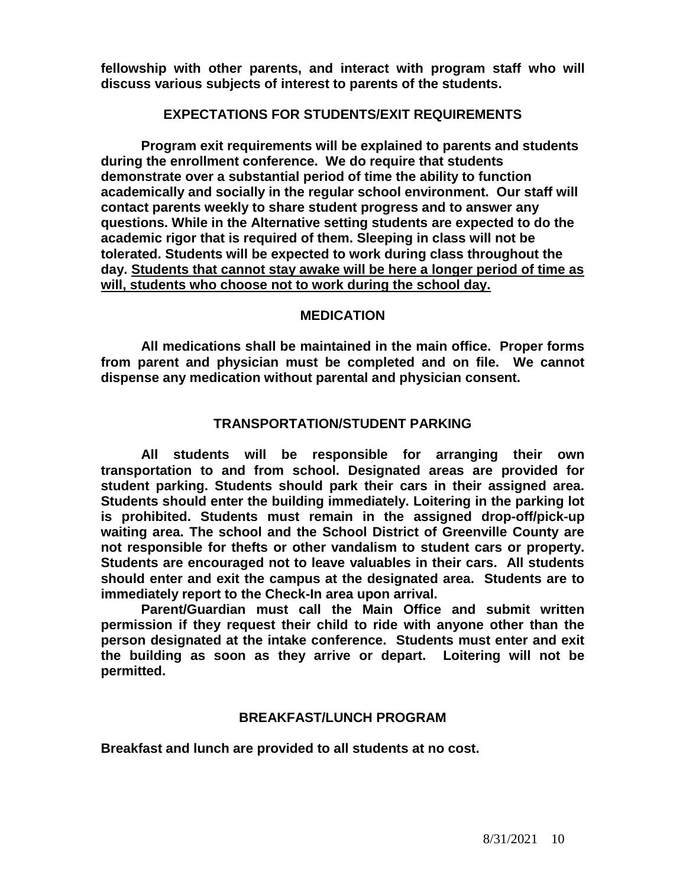**fellowship with other parents, and interact with program staff who will discuss various subjects of interest to parents of the students.**

## EXPECTATIONS FOR STUDENTS/EXIT REQUIREMENTS

**Program exit requirements will be explained to parents and students during the enrollment conference. We do require that students demonstrate over a substantial period of time the ability to function academically and socially in the regular school environment. Our staff will contact parents weekly to share student progress and to answer any questions. While in the Alternative setting students are expected to do the academic rigor that is required of them. Sleeping in class will not be tolerated. Students will be expected to work during class throughout the day. <u>Students that cannot stay awake will be here a longer period of time as will, students who choose not to work during the school day.</u>**

## MEDICATION

**All medications shall be maintained in the main office. Proper forms from parent and physician must be completed and on file. We cannot dispense any medication without parental and physician consent.**

## TRANSPORTATION/STUDENT PARKING

**All students will be responsible for arranging their own transportation to and from school. Designated areas are provided for student parking. Students should park their cars in their assigned area. Students should enter the building immediately. Loitering in the parking lot is prohibited. Students must remain in the assigned drop-off/pick-up waiting area. The school and the School District of Greenville County are not responsible for thefts or other vandalism to student cars or property. Students are encouraged not to leave valuables in their cars. All students should enter and exit the campus at the designated area. Students are to immediately report to the Check-In area upon arrival.**

**Parent/Guardian must call the Main Office and submit written permission if they request their child to ride with anyone other than the person designated at the intake conference. Students must enter and exit the building as soon as they arrive or depart. Loitering will not be permitted.**

## BREAKFAST/LUNCH PROGRAM

**Breakfast and lunch are provided to all students at no cost.**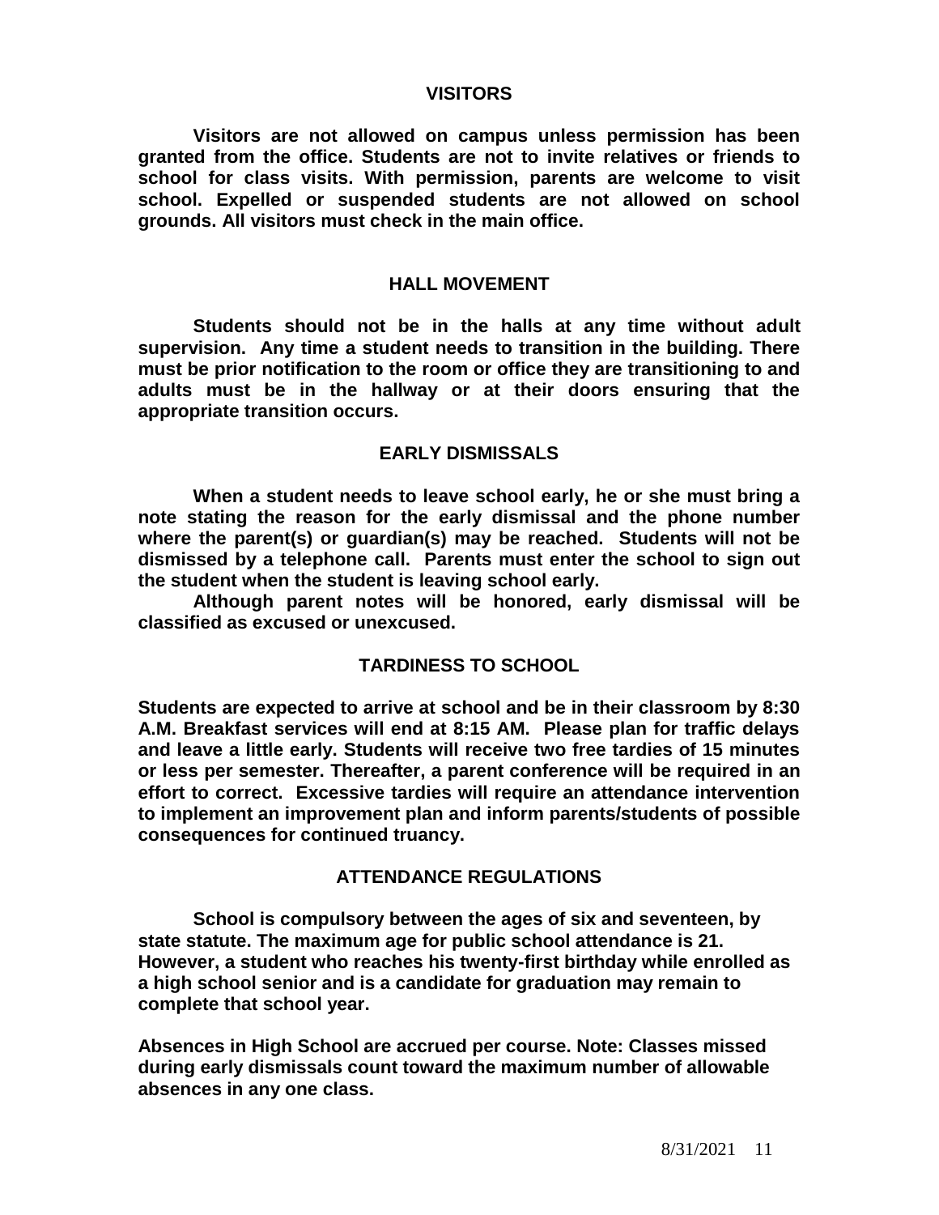## VISITORS

**Visitors are not allowed on campus unless permission has been granted from the office. Students are not to invite relatives or friends to school for class visits. With permission, parents are welcome to visit school. Expelled or suspended students are not allowed on school grounds. All visitors must check in the main office.**

## HALL MOVEMENT

**Students should not be in the halls at any time without adult supervision. Any time a student needs to transition in the building. There must be prior notification to the room or office they are transitioning to and adults must be in the hallway or at their doors ensuring that the appropriate transition occurs.**

## EARLY DISMISSALS

**When a student needs to leave school early, he or she must bring a note stating the reason for the early dismissal and the phone number where the parent(s) or guardian(s) may be reached. Students will not be dismissed by a telephone call. Parents must enter the school to sign out the student when the student is leaving school early.**

**Although parent notes will be honored, early dismissal will be classified as excused or unexcused.**

## TARDINESS TO SCHOOL

**Students are expected to arrive at school and be in their classroom by 8:30 A.M. Breakfast services will end at 8:15 AM. Please plan for traffic delays and leave a little early. Students will receive two free tardies of 15 minutes or less per semester. Thereafter, a parent conference will be required in an effort to correct. Excessive tardies will require an attendance intervention to implement an improvement plan and inform parents/students of possible consequences for continued truancy.**

## ATTENDANCE REGULATIONS

**School is compulsory between the ages of six and seventeen, by state statute. The maximum age for public school attendance is 21. However, a student who reaches his twenty-first birthday while enrolled as a high school senior and is a candidate for graduation may remain to complete that school year.**

**Absences in High School are accrued per course. Note: Classes missed during early dismissals count toward the maximum number of allowable absences in any one class.**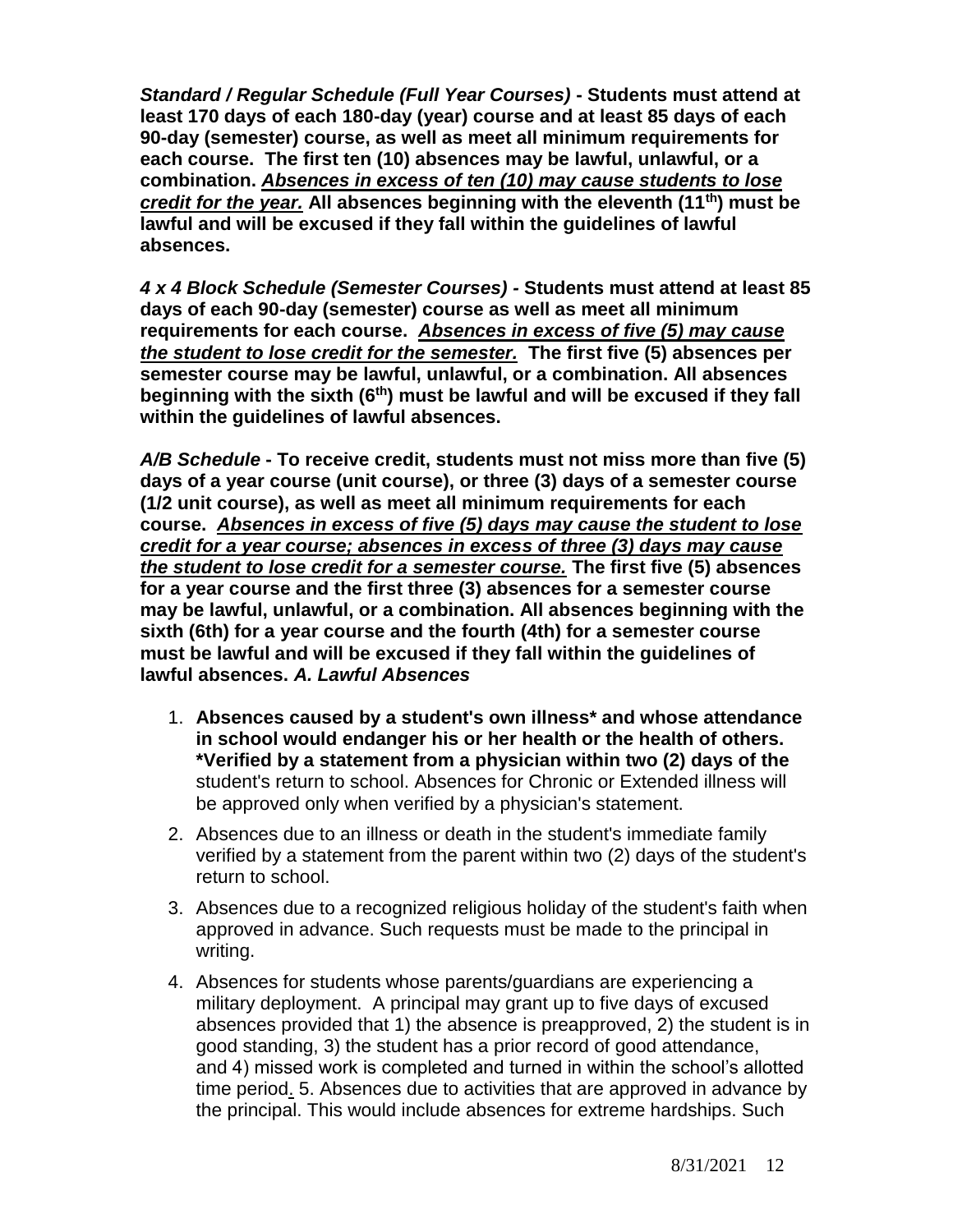***Standard / Regular Schedule (Full Year Courses)* - Students must attend at least 170 days of each 180-day (year) course and at least 85 days of each 90-day (semester) course, as well as meet all minimum requirements for each course. The first ten (10) absences may be lawful, unlawful, or a combination. *<u>Absences in excess of ten (10) may cause students to lose credit for the year.</u>* All absences beginning with the eleventh (11th) must be lawful and will be excused if they fall within the guidelines of lawful absences.**

***4 x 4 Block Schedule (Semester Courses)* - Students must attend at least 85 days of each 90-day (semester) course as well as meet all minimum requirements for each course. *<u>Absences in excess of five (5) may cause the student to lose credit for the semester.</u>* The first five (5) absences per semester course may be lawful, unlawful, or a combination. All absences beginning with the sixth (6th) must be lawful and will be excused if they fall within the guidelines of lawful absences.**

***A/B Schedule* - To receive credit, students must not miss more than five (5) days of a year course (unit course), or three (3) days of a semester course (1/2 unit course), as well as meet all minimum requirements for each course. *<u>Absences in excess of five (5) days may cause the student to lose credit for a year course; absences in excess of three (3) days may cause the student to lose credit for a semester course.</u>* The first five (5) absences for a year course and the first three (3) absences for a semester course may be lawful, unlawful, or a combination. All absences beginning with the sixth (6th) for a year course and the fourth (4th) for a semester course must be lawful and will be excused if they fall within the guidelines of lawful absences. *A. Lawful Absences***

1. **Absences caused by a student's own illness\* and whose attendance in school would endanger his or her health or the health of others. \*Verified by a statement from a physician within two (2) days of the** student's return to school. Absences for Chronic or Extended illness will be approved only when verified by a physician's statement.
2. Absences due to an illness or death in the student's immediate family verified by a statement from the parent within two (2) days of the student's return to school.
3. Absences due to a recognized religious holiday of the student's faith when approved in advance. Such requests must be made to the principal in writing.
4. Absences for students whose parents/guardians are experiencing a military deployment. A principal may grant up to five days of excused absences provided that 1) the absence is preapproved, 2) the student is in good standing, 3) the student has a prior record of good attendance, and 4) missed work is completed and turned in within the school's allotted time period. 5. Absences due to activities that are approved in advance by the principal. This would include absences for extreme hardships. Such

8/31/2021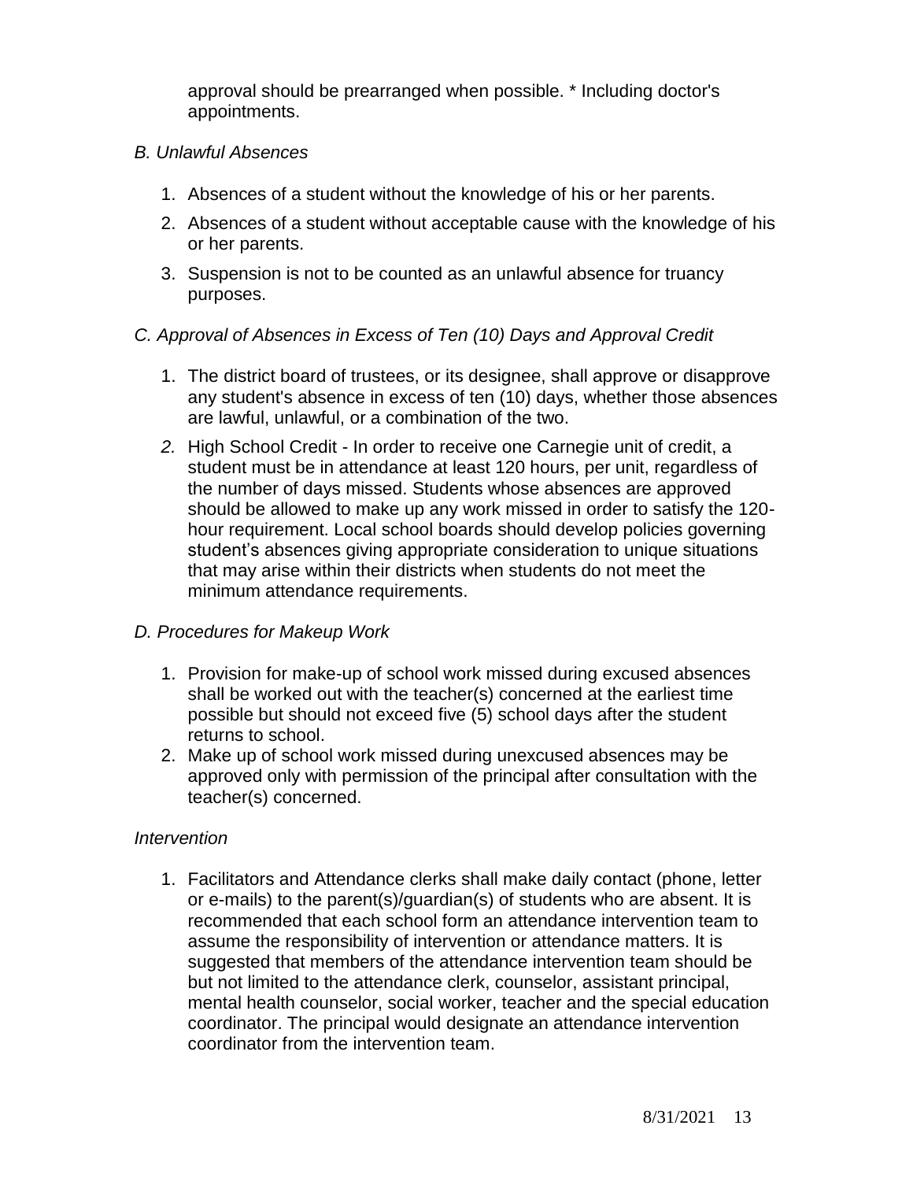approval should be prearranged when possible. * Including doctor's appointments.

*B. Unlawful Absences*

1. Absences of a student without the knowledge of his or her parents.
2. Absences of a student without acceptable cause with the knowledge of his or her parents.
3. Suspension is not to be counted as an unlawful absence for truancy purposes.

*C. Approval of Absences in Excess of Ten (10) Days and Approval Credit*

1. The district board of trustees, or its designee, shall approve or disapprove any student's absence in excess of ten (10) days, whether those absences are lawful, unlawful, or a combination of the two.
2. High School Credit - In order to receive one Carnegie unit of credit, a student must be in attendance at least 120 hours, per unit, regardless of the number of days missed. Students whose absences are approved should be allowed to make up any work missed in order to satisfy the 120-hour requirement. Local school boards should develop policies governing student's absences giving appropriate consideration to unique situations that may arise within their districts when students do not meet the minimum attendance requirements.

*D. Procedures for Makeup Work*

1. Provision for make-up of school work missed during excused absences shall be worked out with the teacher(s) concerned at the earliest time possible but should not exceed five (5) school days after the student returns to school.
2. Make up of school work missed during unexcused absences may be approved only with permission of the principal after consultation with the teacher(s) concerned.

*Intervention*

1. Facilitators and Attendance clerks shall make daily contact (phone, letter or e-mails) to the parent(s)/guardian(s) of students who are absent. It is recommended that each school form an attendance intervention team to assume the responsibility of intervention or attendance matters. It is suggested that members of the attendance intervention team should be but not limited to the attendance clerk, counselor, assistant principal, mental health counselor, social worker, teacher and the special education coordinator. The principal would designate an attendance intervention coordinator from the intervention team.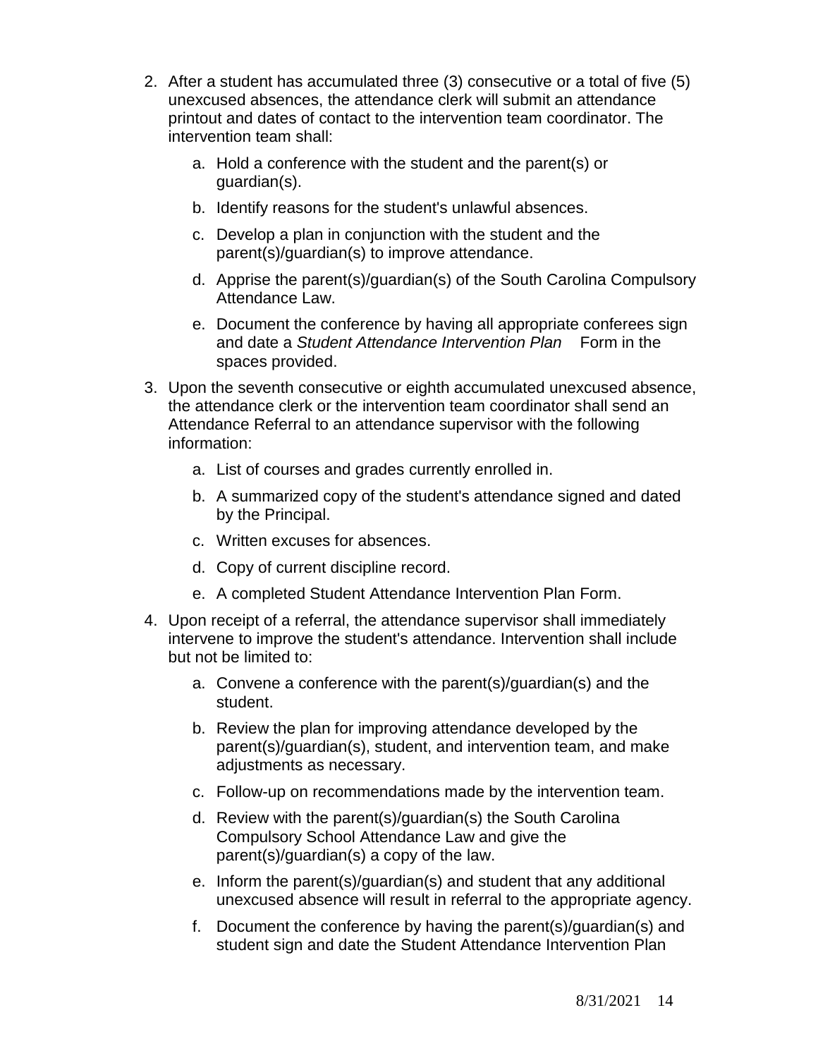2. After a student has accumulated three (3) consecutive or a total of five (5) unexcused absences, the attendance clerk will submit an attendance printout and dates of contact to the intervention team coordinator. The intervention team shall:

   a. Hold a conference with the student and the parent(s) or guardian(s).

   b. Identify reasons for the student's unlawful absences.

   c. Develop a plan in conjunction with the student and the parent(s)/guardian(s) to improve attendance.

   d. Apprise the parent(s)/guardian(s) of the South Carolina Compulsory Attendance Law.

   e. Document the conference by having all appropriate conferees sign and date a *Student Attendance Intervention Plan* Form in the spaces provided.

3. Upon the seventh consecutive or eighth accumulated unexcused absence, the attendance clerk or the intervention team coordinator shall send an Attendance Referral to an attendance supervisor with the following information:

   a. List of courses and grades currently enrolled in.

   b. A summarized copy of the student's attendance signed and dated by the Principal.

   c. Written excuses for absences.

   d. Copy of current discipline record.

   e. A completed Student Attendance Intervention Plan Form.

4. Upon receipt of a referral, the attendance supervisor shall immediately intervene to improve the student's attendance. Intervention shall include but not be limited to:

   a. Convene a conference with the parent(s)/guardian(s) and the student.

   b. Review the plan for improving attendance developed by the parent(s)/guardian(s), student, and intervention team, and make adjustments as necessary.

   c. Follow-up on recommendations made by the intervention team.

   d. Review with the parent(s)/guardian(s) the South Carolina Compulsory School Attendance Law and give the parent(s)/guardian(s) a copy of the law.

   e. Inform the parent(s)/guardian(s) and student that any additional unexcused absence will result in referral to the appropriate agency.

   f. Document the conference by having the parent(s)/guardian(s) and student sign and date the Student Attendance Intervention Plan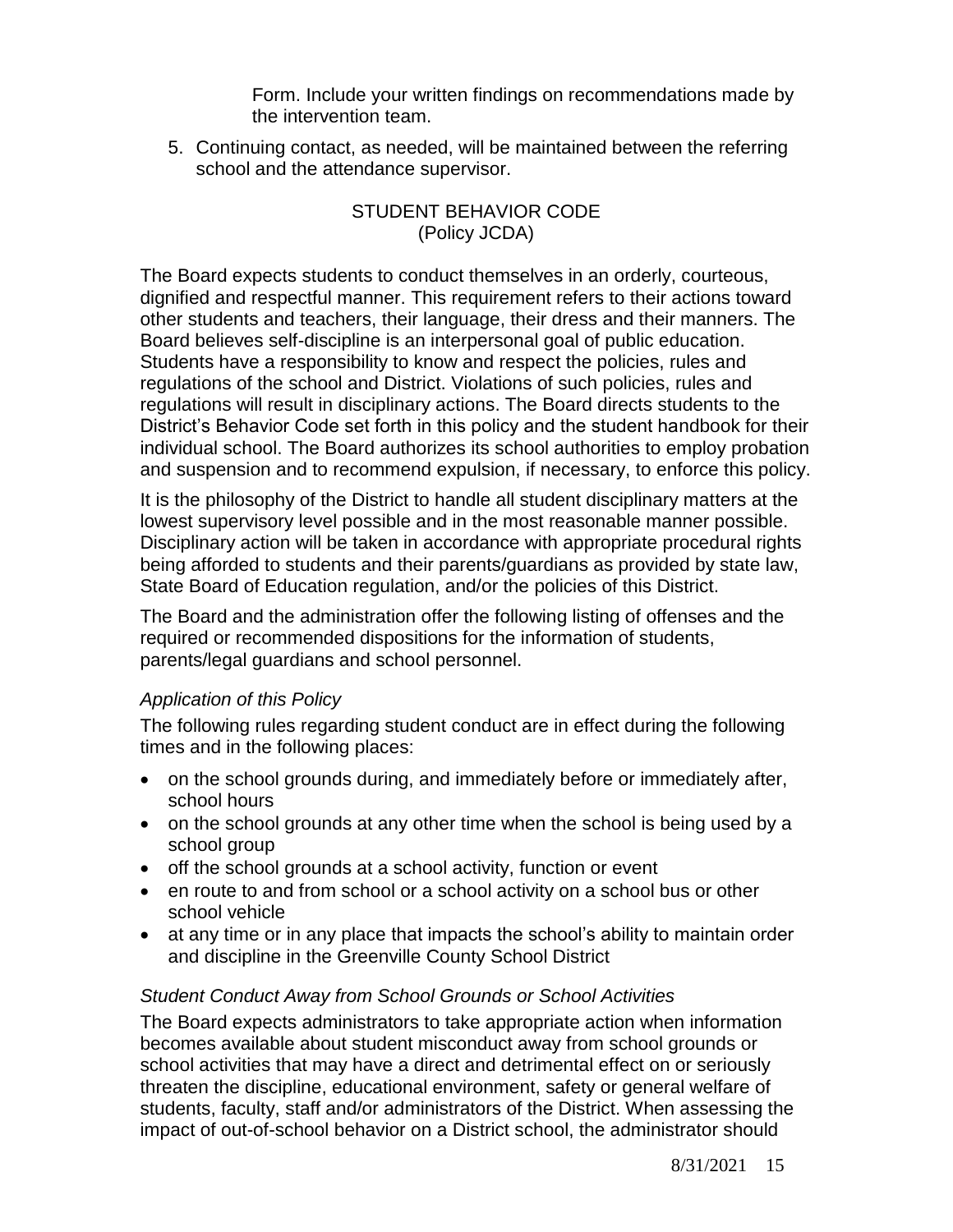Form. Include your written findings on recommendations made by the intervention team.

5. Continuing contact, as needed, will be maintained between the referring school and the attendance supervisor.

## STUDENT BEHAVIOR CODE
(Policy JCDA)

The Board expects students to conduct themselves in an orderly, courteous, dignified and respectful manner. This requirement refers to their actions toward other students and teachers, their language, their dress and their manners. The Board believes self-discipline is an interpersonal goal of public education. Students have a responsibility to know and respect the policies, rules and regulations of the school and District. Violations of such policies, rules and regulations will result in disciplinary actions. The Board directs students to the District's Behavior Code set forth in this policy and the student handbook for their individual school. The Board authorizes its school authorities to employ probation and suspension and to recommend expulsion, if necessary, to enforce this policy.

It is the philosophy of the District to handle all student disciplinary matters at the lowest supervisory level possible and in the most reasonable manner possible. Disciplinary action will be taken in accordance with appropriate procedural rights being afforded to students and their parents/guardians as provided by state law, State Board of Education regulation, and/or the policies of this District.

The Board and the administration offer the following listing of offenses and the required or recommended dispositions for the information of students, parents/legal guardians and school personnel.

*Application of this Policy*

The following rules regarding student conduct are in effect during the following times and in the following places:

- on the school grounds during, and immediately before or immediately after, school hours
- on the school grounds at any other time when the school is being used by a school group
- off the school grounds at a school activity, function or event
- en route to and from school or a school activity on a school bus or other school vehicle
- at any time or in any place that impacts the school's ability to maintain order and discipline in the Greenville County School District

*Student Conduct Away from School Grounds or School Activities*

The Board expects administrators to take appropriate action when information becomes available about student misconduct away from school grounds or school activities that may have a direct and detrimental effect on or seriously threaten the discipline, educational environment, safety or general welfare of students, faculty, staff and/or administrators of the District. When assessing the impact of out-of-school behavior on a District school, the administrator should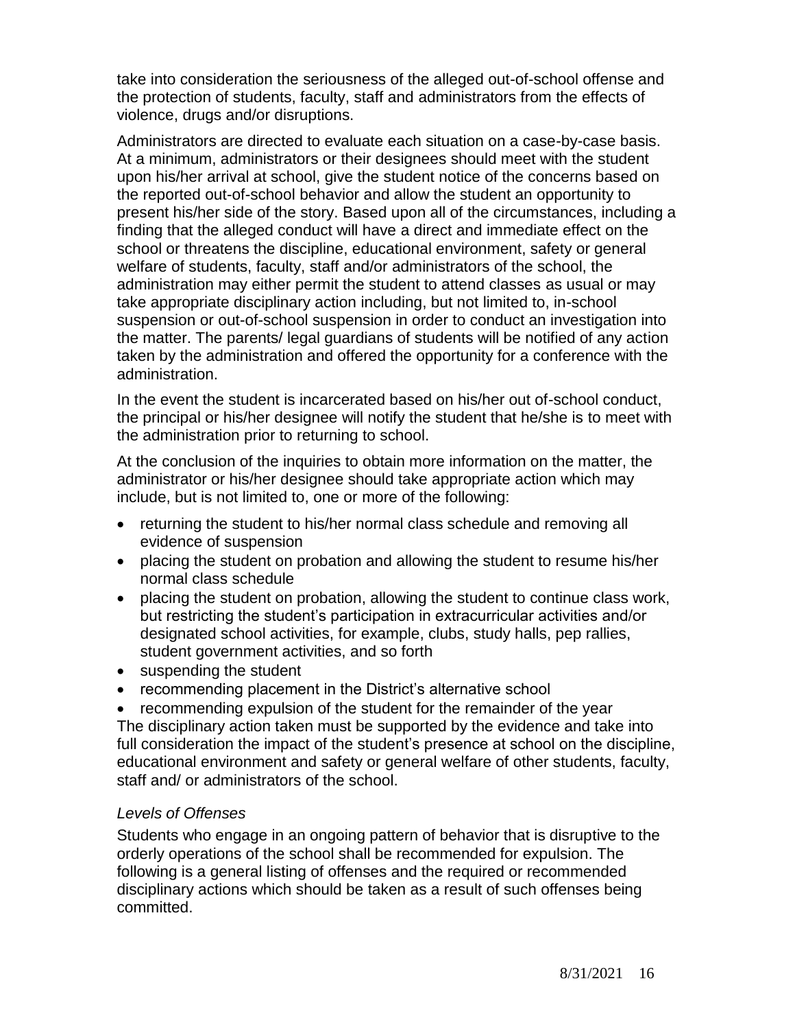take into consideration the seriousness of the alleged out-of-school offense and the protection of students, faculty, staff and administrators from the effects of violence, drugs and/or disruptions.

Administrators are directed to evaluate each situation on a case-by-case basis. At a minimum, administrators or their designees should meet with the student upon his/her arrival at school, give the student notice of the concerns based on the reported out-of-school behavior and allow the student an opportunity to present his/her side of the story. Based upon all of the circumstances, including a finding that the alleged conduct will have a direct and immediate effect on the school or threatens the discipline, educational environment, safety or general welfare of students, faculty, staff and/or administrators of the school, the administration may either permit the student to attend classes as usual or may take appropriate disciplinary action including, but not limited to, in-school suspension or out-of-school suspension in order to conduct an investigation into the matter. The parents/ legal guardians of students will be notified of any action taken by the administration and offered the opportunity for a conference with the administration.

In the event the student is incarcerated based on his/her out of-school conduct, the principal or his/her designee will notify the student that he/she is to meet with the administration prior to returning to school.

At the conclusion of the inquiries to obtain more information on the matter, the administrator or his/her designee should take appropriate action which may include, but is not limited to, one or more of the following:

- returning the student to his/her normal class schedule and removing all evidence of suspension
- placing the student on probation and allowing the student to resume his/her normal class schedule
- placing the student on probation, allowing the student to continue class work, but restricting the student's participation in extracurricular activities and/or designated school activities, for example, clubs, study halls, pep rallies, student government activities, and so forth
- suspending the student
- recommending placement in the District's alternative school
- recommending expulsion of the student for the remainder of the year

The disciplinary action taken must be supported by the evidence and take into full consideration the impact of the student's presence at school on the discipline, educational environment and safety or general welfare of other students, faculty, staff and/ or administrators of the school.

### *Levels of Offenses*

Students who engage in an ongoing pattern of behavior that is disruptive to the orderly operations of the school shall be recommended for expulsion. The following is a general listing of offenses and the required or recommended disciplinary actions which should be taken as a result of such offenses being committed.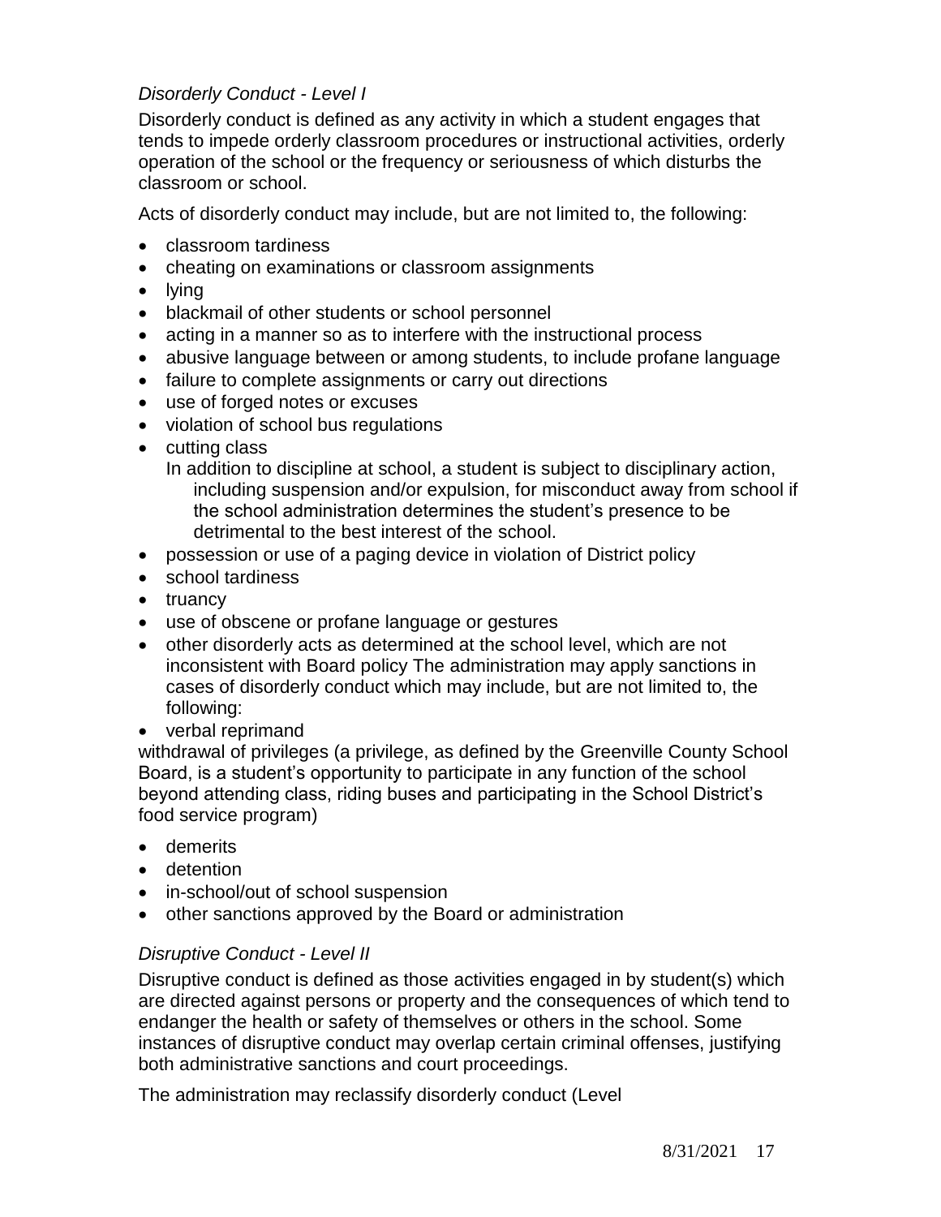*Disorderly Conduct - Level I*

Disorderly conduct is defined as any activity in which a student engages that tends to impede orderly classroom procedures or instructional activities, orderly operation of the school or the frequency or seriousness of which disturbs the classroom or school.

Acts of disorderly conduct may include, but are not limited to, the following:

- classroom tardiness
- cheating on examinations or classroom assignments
- lying
- blackmail of other students or school personnel
- acting in a manner so as to interfere with the instructional process
- abusive language between or among students, to include profane language
- failure to complete assignments or carry out directions
- use of forged notes or excuses
- violation of school bus regulations
- cutting class
  In addition to discipline at school, a student is subject to disciplinary action, including suspension and/or expulsion, for misconduct away from school if the school administration determines the student's presence to be detrimental to the best interest of the school.
- possession or use of a paging device in violation of District policy
- school tardiness
- truancy
- use of obscene or profane language or gestures
- other disorderly acts as determined at the school level, which are not inconsistent with Board policy The administration may apply sanctions in cases of disorderly conduct which may include, but are not limited to, the following:
- verbal reprimand

withdrawal of privileges (a privilege, as defined by the Greenville County School Board, is a student's opportunity to participate in any function of the school beyond attending class, riding buses and participating in the School District's food service program)

- demerits
- detention
- in-school/out of school suspension
- other sanctions approved by the Board or administration

*Disruptive Conduct - Level II*

Disruptive conduct is defined as those activities engaged in by student(s) which are directed against persons or property and the consequences of which tend to endanger the health or safety of themselves or others in the school. Some instances of disruptive conduct may overlap certain criminal offenses, justifying both administrative sanctions and court proceedings.

The administration may reclassify disorderly conduct (Level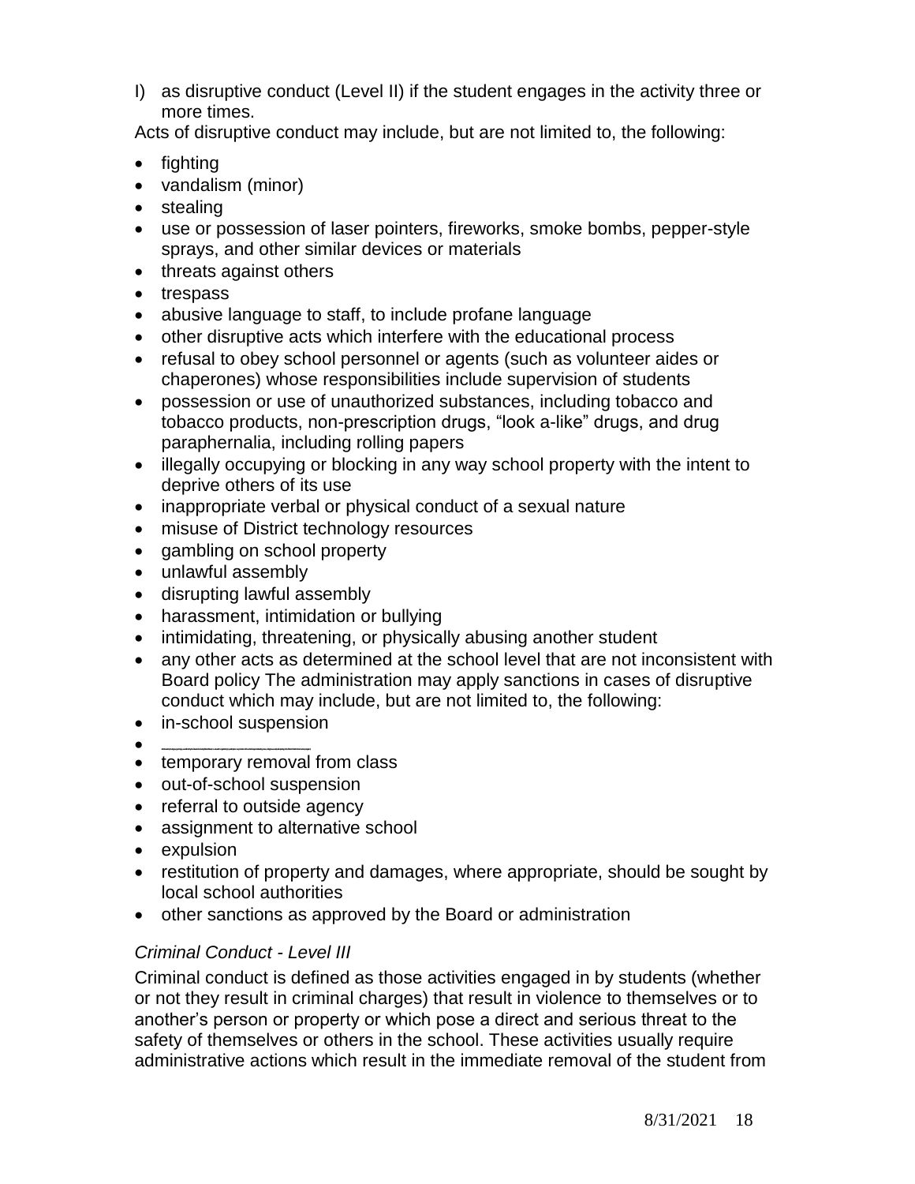l) as disruptive conduct (Level II) if the student engages in the activity three or more times.

Acts of disruptive conduct may include, but are not limited to, the following:

- fighting
- vandalism (minor)
- stealing
- use or possession of laser pointers, fireworks, smoke bombs, pepper-style sprays, and other similar devices or materials
- threats against others
- trespass
- abusive language to staff, to include profane language
- other disruptive acts which interfere with the educational process
- refusal to obey school personnel or agents (such as volunteer aides or chaperones) whose responsibilities include supervision of students
- possession or use of unauthorized substances, including tobacco and tobacco products, non-prescription drugs, "look a-like" drugs, and drug paraphernalia, including rolling papers
- illegally occupying or blocking in any way school property with the intent to deprive others of its use
- inappropriate verbal or physical conduct of a sexual nature
- misuse of District technology resources
- gambling on school property
- unlawful assembly
- disrupting lawful assembly
- harassment, intimidation or bullying
- intimidating, threatening, or physically abusing another student
- any other acts as determined at the school level that are not inconsistent with Board policy The administration may apply sanctions in cases of disruptive conduct which may include, but are not limited to, the following:
- in-school suspension
- ______________
- temporary removal from class
- out-of-school suspension
- referral to outside agency
- assignment to alternative school
- expulsion
- restitution of property and damages, where appropriate, should be sought by local school authorities
- other sanctions as approved by the Board or administration

*Criminal Conduct - Level III*

Criminal conduct is defined as those activities engaged in by students (whether or not they result in criminal charges) that result in violence to themselves or to another's person or property or which pose a direct and serious threat to the safety of themselves or others in the school. These activities usually require administrative actions which result in the immediate removal of the student from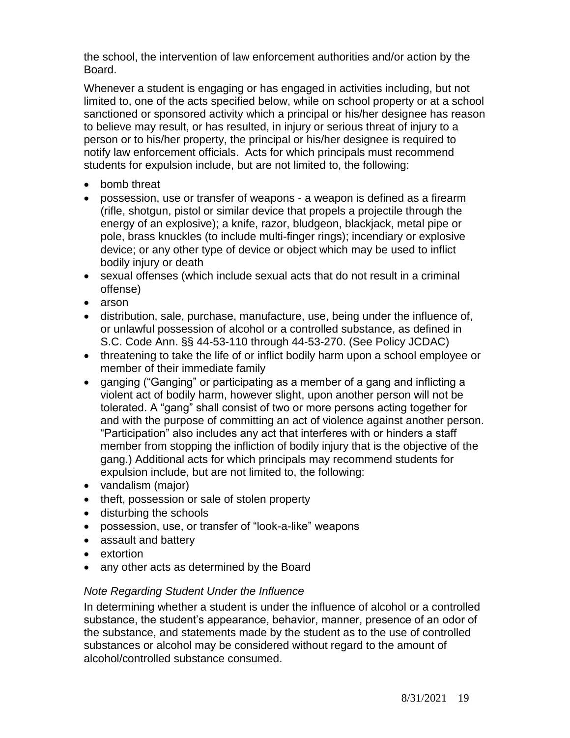the school, the intervention of law enforcement authorities and/or action by the Board.

Whenever a student is engaging or has engaged in activities including, but not limited to, one of the acts specified below, while on school property or at a school sanctioned or sponsored activity which a principal or his/her designee has reason to believe may result, or has resulted, in injury or serious threat of injury to a person or to his/her property, the principal or his/her designee is required to notify law enforcement officials. Acts for which principals must recommend students for expulsion include, but are not limited to, the following:

- bomb threat
- possession, use or transfer of weapons - a weapon is defined as a firearm (rifle, shotgun, pistol or similar device that propels a projectile through the energy of an explosive); a knife, razor, bludgeon, blackjack, metal pipe or pole, brass knuckles (to include multi-finger rings); incendiary or explosive device; or any other type of device or object which may be used to inflict bodily injury or death
- sexual offenses (which include sexual acts that do not result in a criminal offense)
- arson
- distribution, sale, purchase, manufacture, use, being under the influence of, or unlawful possession of alcohol or a controlled substance, as defined in S.C. Code Ann. §§ 44-53-110 through 44-53-270. (See Policy JCDAC)
- threatening to take the life of or inflict bodily harm upon a school employee or member of their immediate family
- ganging ("Ganging" or participating as a member of a gang and inflicting a violent act of bodily harm, however slight, upon another person will not be tolerated. A "gang" shall consist of two or more persons acting together for and with the purpose of committing an act of violence against another person. "Participation" also includes any act that interferes with or hinders a staff member from stopping the infliction of bodily injury that is the objective of the gang.) Additional acts for which principals may recommend students for expulsion include, but are not limited to, the following:
- vandalism (major)
- theft, possession or sale of stolen property
- disturbing the schools
- possession, use, or transfer of "look-a-like" weapons
- assault and battery
- extortion
- any other acts as determined by the Board

*Note Regarding Student Under the Influence*

In determining whether a student is under the influence of alcohol or a controlled substance, the student's appearance, behavior, manner, presence of an odor of the substance, and statements made by the student as to the use of controlled substances or alcohol may be considered without regard to the amount of alcohol/controlled substance consumed.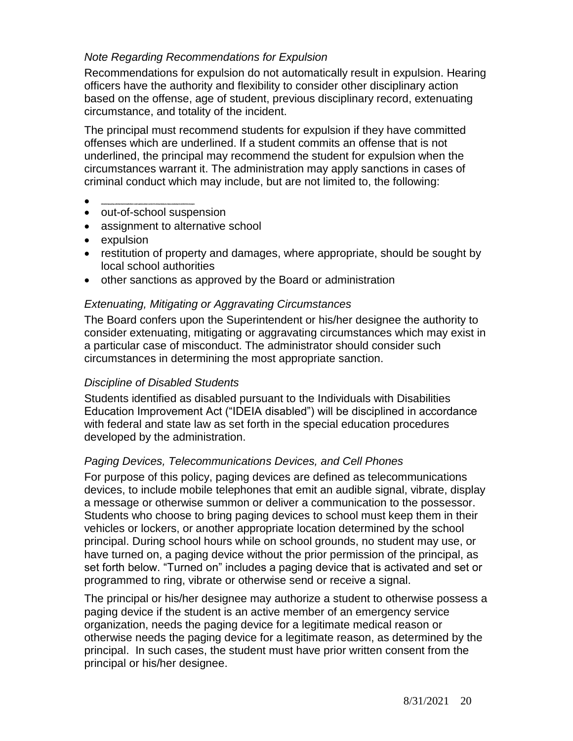*Note Regarding Recommendations for Expulsion*

Recommendations for expulsion do not automatically result in expulsion. Hearing officers have the authority and flexibility to consider other disciplinary action based on the offense, age of student, previous disciplinary record, extenuating circumstance, and totality of the incident.

The principal must recommend students for expulsion if they have committed offenses which are underlined. If a student commits an offense that is not underlined, the principal may recommend the student for expulsion when the circumstances warrant it. The administration may apply sanctions in cases of criminal conduct which may include, but are not limited to, the following:

- \_\_\_\_\_\_\_\_\_\_\_\_\_\_\_\_
- out-of-school suspension
- assignment to alternative school
- expulsion
- restitution of property and damages, where appropriate, should be sought by local school authorities
- other sanctions as approved by the Board or administration

*Extenuating, Mitigating or Aggravating Circumstances*

The Board confers upon the Superintendent or his/her designee the authority to consider extenuating, mitigating or aggravating circumstances which may exist in a particular case of misconduct. The administrator should consider such circumstances in determining the most appropriate sanction.

*Discipline of Disabled Students*

Students identified as disabled pursuant to the Individuals with Disabilities Education Improvement Act ("IDEIA disabled") will be disciplined in accordance with federal and state law as set forth in the special education procedures developed by the administration.

*Paging Devices, Telecommunications Devices, and Cell Phones*

For purpose of this policy, paging devices are defined as telecommunications devices, to include mobile telephones that emit an audible signal, vibrate, display a message or otherwise summon or deliver a communication to the possessor. Students who choose to bring paging devices to school must keep them in their vehicles or lockers, or another appropriate location determined by the school principal. During school hours while on school grounds, no student may use, or have turned on, a paging device without the prior permission of the principal, as set forth below. "Turned on" includes a paging device that is activated and set or programmed to ring, vibrate or otherwise send or receive a signal.

The principal or his/her designee may authorize a student to otherwise possess a paging device if the student is an active member of an emergency service organization, needs the paging device for a legitimate medical reason or otherwise needs the paging device for a legitimate reason, as determined by the principal. In such cases, the student must have prior written consent from the principal or his/her designee.

8/31/2021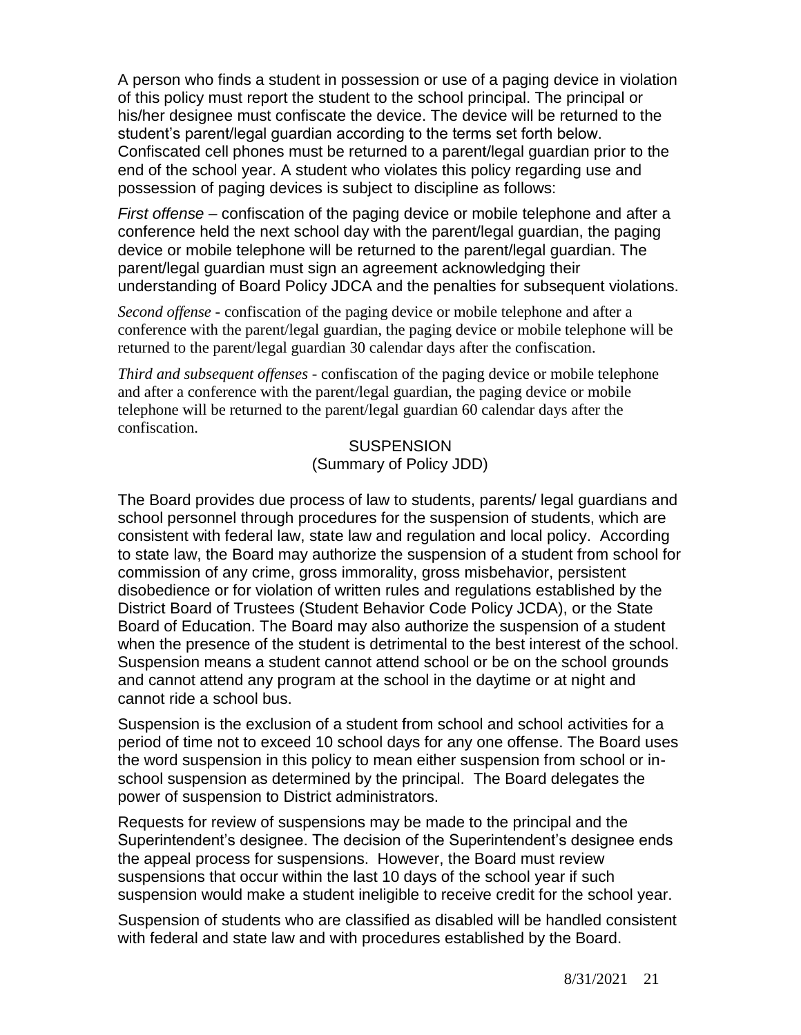A person who finds a student in possession or use of a paging device in violation of this policy must report the student to the school principal. The principal or his/her designee must confiscate the device. The device will be returned to the student's parent/legal guardian according to the terms set forth below. Confiscated cell phones must be returned to a parent/legal guardian prior to the end of the school year. A student who violates this policy regarding use and possession of paging devices is subject to discipline as follows:

*First offense* – confiscation of the paging device or mobile telephone and after a conference held the next school day with the parent/legal guardian, the paging device or mobile telephone will be returned to the parent/legal guardian. The parent/legal guardian must sign an agreement acknowledging their understanding of Board Policy JDCA and the penalties for subsequent violations.

*Second offense* - confiscation of the paging device or mobile telephone and after a conference with the parent/legal guardian, the paging device or mobile telephone will be returned to the parent/legal guardian 30 calendar days after the confiscation.

*Third and subsequent offenses* - confiscation of the paging device or mobile telephone and after a conference with the parent/legal guardian, the paging device or mobile telephone will be returned to the parent/legal guardian 60 calendar days after the confiscation.

## SUSPENSION
### (Summary of Policy JDD)

The Board provides due process of law to students, parents/ legal guardians and school personnel through procedures for the suspension of students, which are consistent with federal law, state law and regulation and local policy. According to state law, the Board may authorize the suspension of a student from school for commission of any crime, gross immorality, gross misbehavior, persistent disobedience or for violation of written rules and regulations established by the District Board of Trustees (Student Behavior Code Policy JCDA), or the State Board of Education. The Board may also authorize the suspension of a student when the presence of the student is detrimental to the best interest of the school. Suspension means a student cannot attend school or be on the school grounds and cannot attend any program at the school in the daytime or at night and cannot ride a school bus.

Suspension is the exclusion of a student from school and school activities for a period of time not to exceed 10 school days for any one offense. The Board uses the word suspension in this policy to mean either suspension from school or in-school suspension as determined by the principal. The Board delegates the power of suspension to District administrators.

Requests for review of suspensions may be made to the principal and the Superintendent's designee. The decision of the Superintendent's designee ends the appeal process for suspensions. However, the Board must review suspensions that occur within the last 10 days of the school year if such suspension would make a student ineligible to receive credit for the school year.

Suspension of students who are classified as disabled will be handled consistent with federal and state law and with procedures established by the Board.

8/31/2021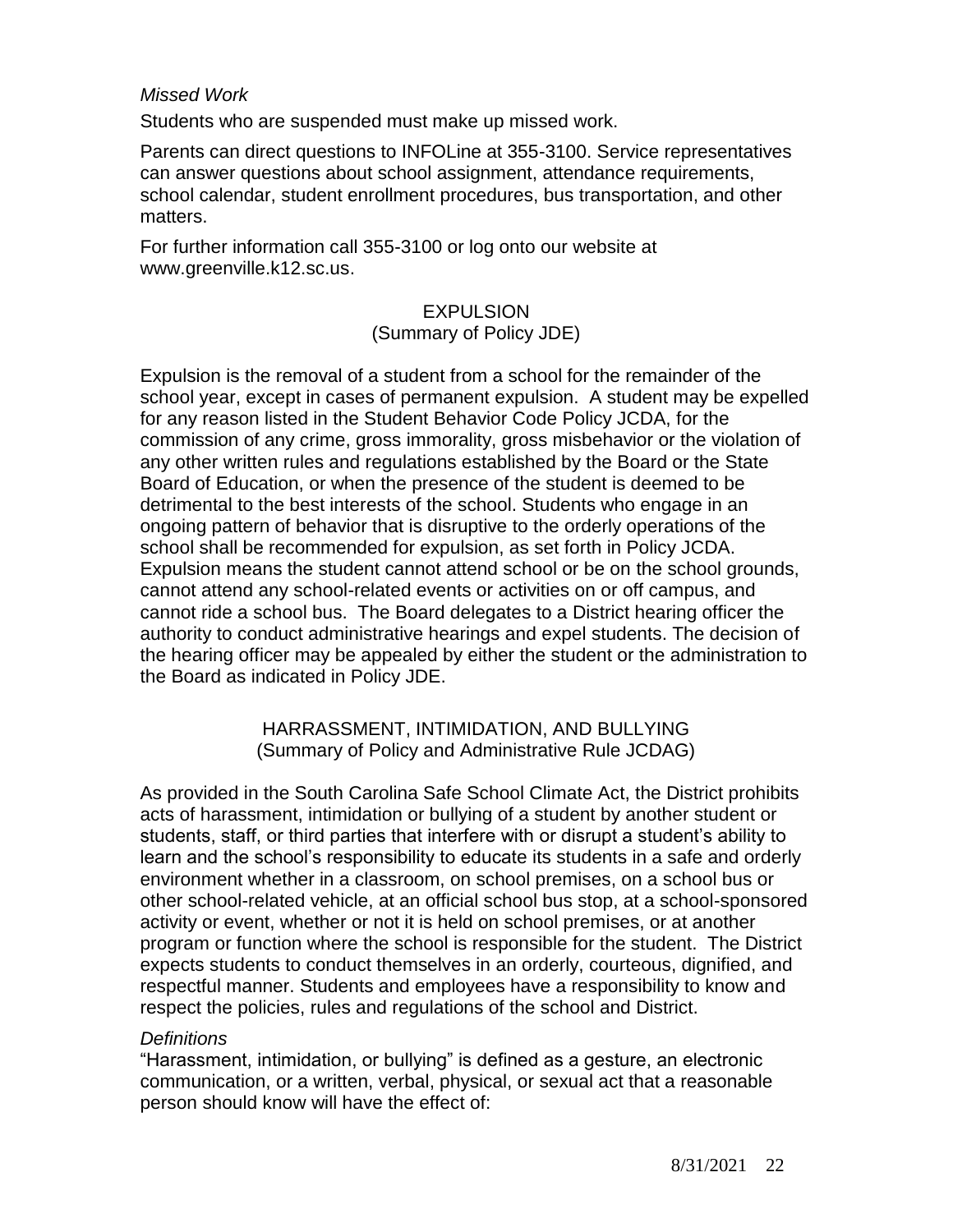*Missed Work*

Students who are suspended must make up missed work.

Parents can direct questions to INFOLine at 355-3100. Service representatives can answer questions about school assignment, attendance requirements, school calendar, student enrollment procedures, bus transportation, and other matters.

For further information call 355-3100 or log onto our website at www.greenville.k12.sc.us.

## EXPULSION
(Summary of Policy JDE)

Expulsion is the removal of a student from a school for the remainder of the school year, except in cases of permanent expulsion. A student may be expelled for any reason listed in the Student Behavior Code Policy JCDA, for the commission of any crime, gross immorality, gross misbehavior or the violation of any other written rules and regulations established by the Board or the State Board of Education, or when the presence of the student is deemed to be detrimental to the best interests of the school. Students who engage in an ongoing pattern of behavior that is disruptive to the orderly operations of the school shall be recommended for expulsion, as set forth in Policy JCDA. Expulsion means the student cannot attend school or be on the school grounds, cannot attend any school-related events or activities on or off campus, and cannot ride a school bus. The Board delegates to a District hearing officer the authority to conduct administrative hearings and expel students. The decision of the hearing officer may be appealed by either the student or the administration to the Board as indicated in Policy JDE.

## HARRASSMENT, INTIMIDATION, AND BULLYING
(Summary of Policy and Administrative Rule JCDAG)

As provided in the South Carolina Safe School Climate Act, the District prohibits acts of harassment, intimidation or bullying of a student by another student or students, staff, or third parties that interfere with or disrupt a student's ability to learn and the school's responsibility to educate its students in a safe and orderly environment whether in a classroom, on school premises, on a school bus or other school-related vehicle, at an official school bus stop, at a school-sponsored activity or event, whether or not it is held on school premises, or at another program or function where the school is responsible for the student. The District expects students to conduct themselves in an orderly, courteous, dignified, and respectful manner. Students and employees have a responsibility to know and respect the policies, rules and regulations of the school and District.

*Definitions*

"Harassment, intimidation, or bullying" is defined as a gesture, an electronic communication, or a written, verbal, physical, or sexual act that a reasonable person should know will have the effect of: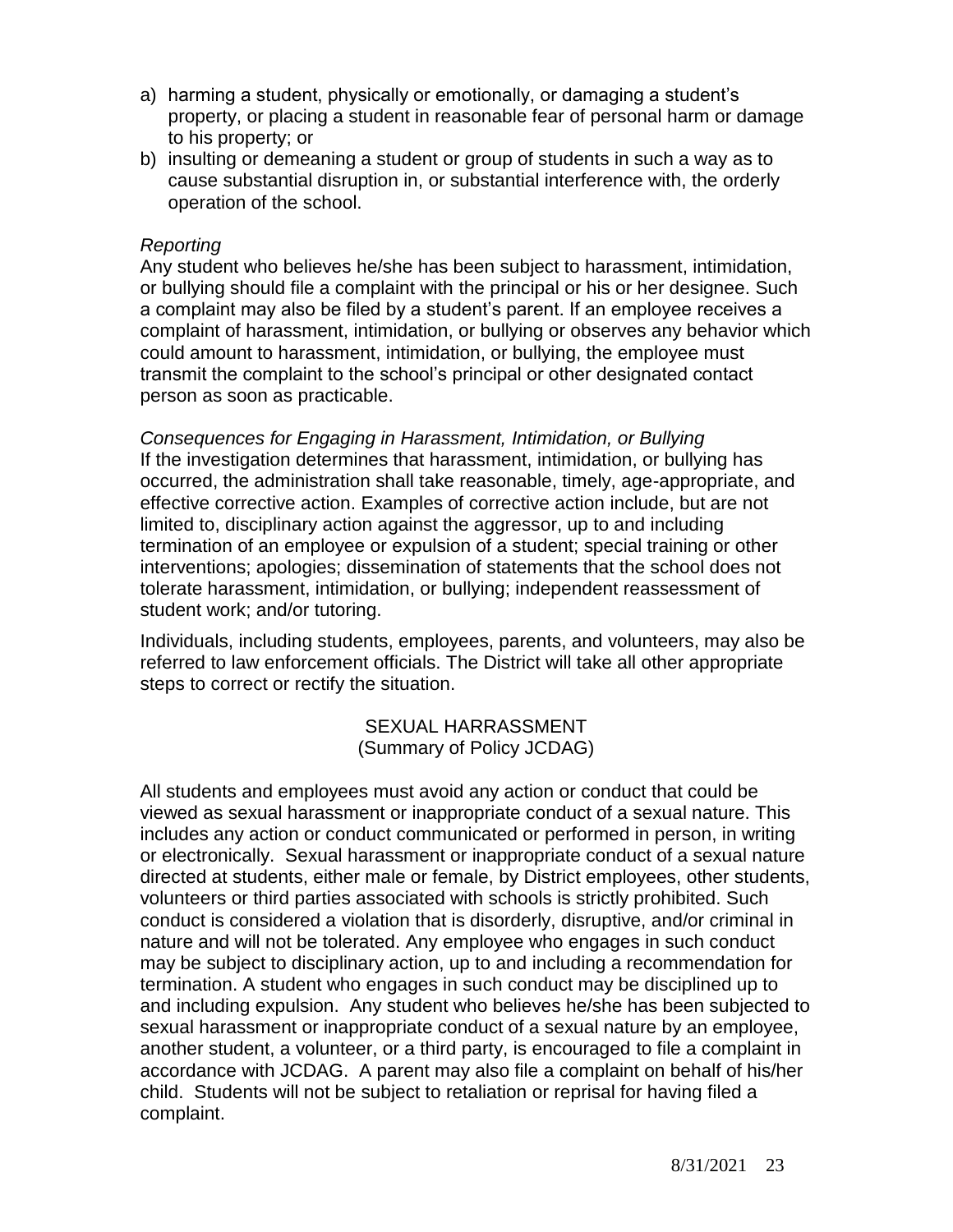a) harming a student, physically or emotionally, or damaging a student's property, or placing a student in reasonable fear of personal harm or damage to his property; or
b) insulting or demeaning a student or group of students in such a way as to cause substantial disruption in, or substantial interference with, the orderly operation of the school.

*Reporting*

Any student who believes he/she has been subject to harassment, intimidation, or bullying should file a complaint with the principal or his or her designee. Such a complaint may also be filed by a student's parent. If an employee receives a complaint of harassment, intimidation, or bullying or observes any behavior which could amount to harassment, intimidation, or bullying, the employee must transmit the complaint to the school's principal or other designated contact person as soon as practicable.

*Consequences for Engaging in Harassment, Intimidation, or Bullying*

If the investigation determines that harassment, intimidation, or bullying has occurred, the administration shall take reasonable, timely, age-appropriate, and effective corrective action. Examples of corrective action include, but are not limited to, disciplinary action against the aggressor, up to and including termination of an employee or expulsion of a student; special training or other interventions; apologies; dissemination of statements that the school does not tolerate harassment, intimidation, or bullying; independent reassessment of student work; and/or tutoring.

Individuals, including students, employees, parents, and volunteers, may also be referred to law enforcement officials. The District will take all other appropriate steps to correct or rectify the situation.

## SEXUAL HARRASSMENT
(Summary of Policy JCDAG)

All students and employees must avoid any action or conduct that could be viewed as sexual harassment or inappropriate conduct of a sexual nature. This includes any action or conduct communicated or performed in person, in writing or electronically. Sexual harassment or inappropriate conduct of a sexual nature directed at students, either male or female, by District employees, other students, volunteers or third parties associated with schools is strictly prohibited. Such conduct is considered a violation that is disorderly, disruptive, and/or criminal in nature and will not be tolerated. Any employee who engages in such conduct may be subject to disciplinary action, up to and including a recommendation for termination. A student who engages in such conduct may be disciplined up to and including expulsion. Any student who believes he/she has been subjected to sexual harassment or inappropriate conduct of a sexual nature by an employee, another student, a volunteer, or a third party, is encouraged to file a complaint in accordance with JCDAG. A parent may also file a complaint on behalf of his/her child. Students will not be subject to retaliation or reprisal for having filed a complaint.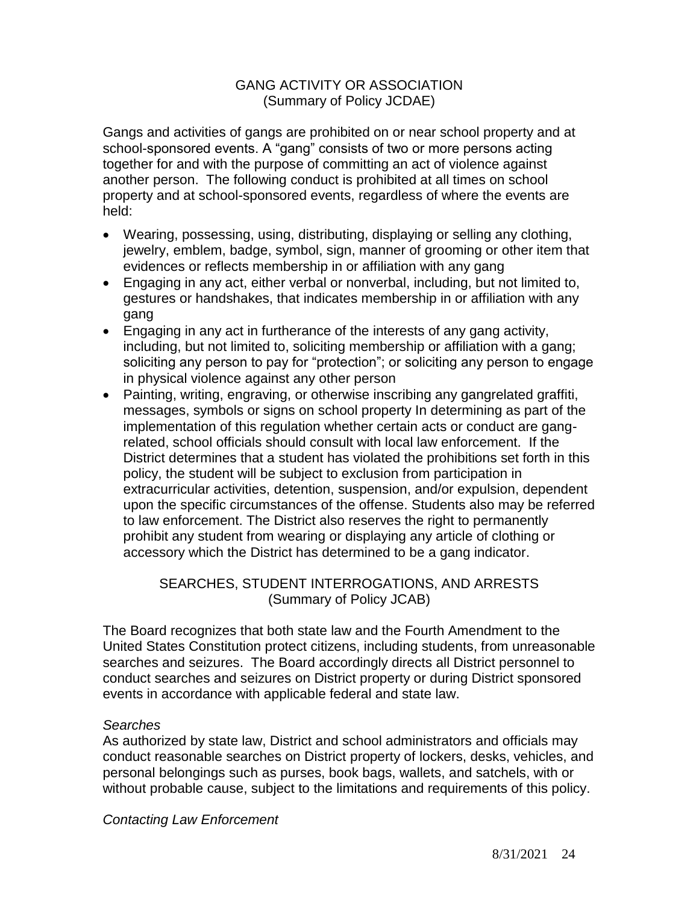## GANG ACTIVITY OR ASSOCIATION
(Summary of Policy JCDAE)

Gangs and activities of gangs are prohibited on or near school property and at school-sponsored events. A "gang" consists of two or more persons acting together for and with the purpose of committing an act of violence against another person. The following conduct is prohibited at all times on school property and at school-sponsored events, regardless of where the events are held:

- Wearing, possessing, using, distributing, displaying or selling any clothing, jewelry, emblem, badge, symbol, sign, manner of grooming or other item that evidences or reflects membership in or affiliation with any gang
- Engaging in any act, either verbal or nonverbal, including, but not limited to, gestures or handshakes, that indicates membership in or affiliation with any gang
- Engaging in any act in furtherance of the interests of any gang activity, including, but not limited to, soliciting membership or affiliation with a gang; soliciting any person to pay for "protection"; or soliciting any person to engage in physical violence against any other person
- Painting, writing, engraving, or otherwise inscribing any gangrelated graffiti, messages, symbols or signs on school property In determining as part of the implementation of this regulation whether certain acts or conduct are gang-related, school officials should consult with local law enforcement. If the District determines that a student has violated the prohibitions set forth in this policy, the student will be subject to exclusion from participation in extracurricular activities, detention, suspension, and/or expulsion, dependent upon the specific circumstances of the offense. Students also may be referred to law enforcement. The District also reserves the right to permanently prohibit any student from wearing or displaying any article of clothing or accessory which the District has determined to be a gang indicator.

## SEARCHES, STUDENT INTERROGATIONS, AND ARRESTS
(Summary of Policy JCAB)

The Board recognizes that both state law and the Fourth Amendment to the United States Constitution protect citizens, including students, from unreasonable searches and seizures. The Board accordingly directs all District personnel to conduct searches and seizures on District property or during District sponsored events in accordance with applicable federal and state law.

*Searches*
As authorized by state law, District and school administrators and officials may conduct reasonable searches on District property of lockers, desks, vehicles, and personal belongings such as purses, book bags, wallets, and satchels, with or without probable cause, subject to the limitations and requirements of this policy.

*Contacting Law Enforcement*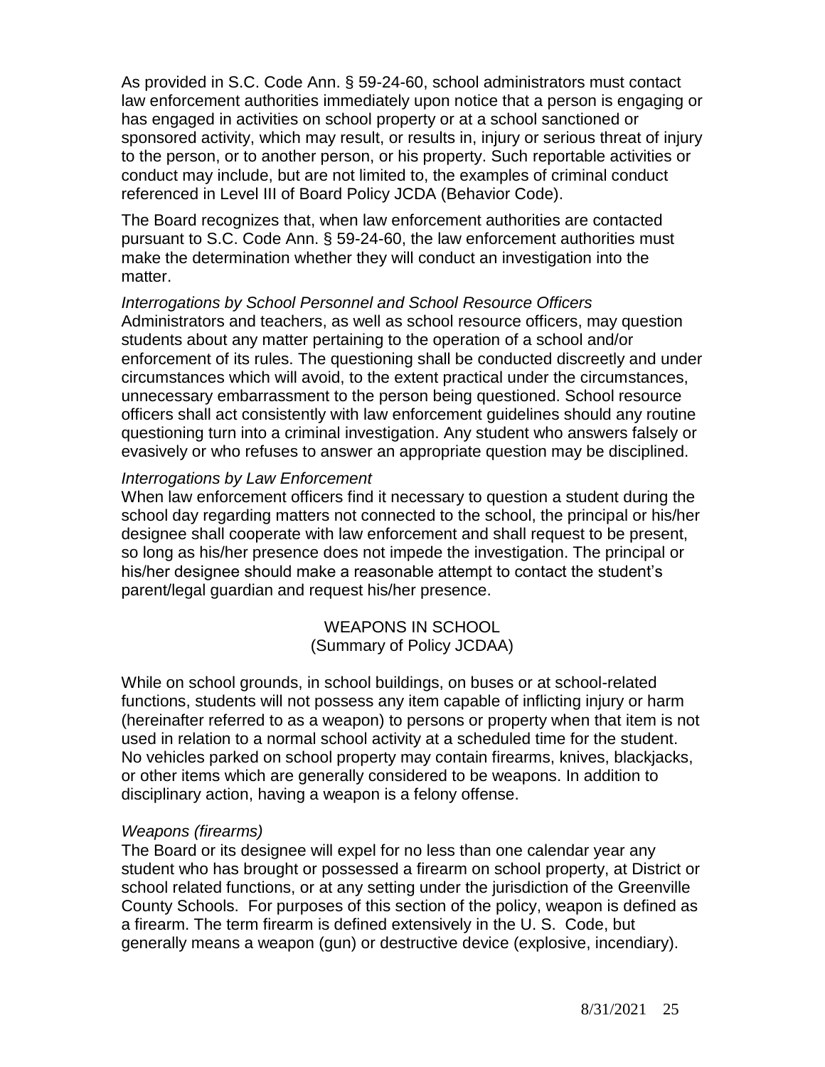As provided in S.C. Code Ann. § 59-24-60, school administrators must contact law enforcement authorities immediately upon notice that a person is engaging or has engaged in activities on school property or at a school sanctioned or sponsored activity, which may result, or results in, injury or serious threat of injury to the person, or to another person, or his property. Such reportable activities or conduct may include, but are not limited to, the examples of criminal conduct referenced in Level III of Board Policy JCDA (Behavior Code).

The Board recognizes that, when law enforcement authorities are contacted pursuant to S.C. Code Ann. § 59-24-60, the law enforcement authorities must make the determination whether they will conduct an investigation into the matter.

*Interrogations by School Personnel and School Resource Officers*
Administrators and teachers, as well as school resource officers, may question students about any matter pertaining to the operation of a school and/or enforcement of its rules. The questioning shall be conducted discreetly and under circumstances which will avoid, to the extent practical under the circumstances, unnecessary embarrassment to the person being questioned. School resource officers shall act consistently with law enforcement guidelines should any routine questioning turn into a criminal investigation. Any student who answers falsely or evasively or who refuses to answer an appropriate question may be disciplined.

*Interrogations by Law Enforcement*
When law enforcement officers find it necessary to question a student during the school day regarding matters not connected to the school, the principal or his/her designee shall cooperate with law enforcement and shall request to be present, so long as his/her presence does not impede the investigation. The principal or his/her designee should make a reasonable attempt to contact the student's parent/legal guardian and request his/her presence.

## WEAPONS IN SCHOOL
(Summary of Policy JCDAA)

While on school grounds, in school buildings, on buses or at school-related functions, students will not possess any item capable of inflicting injury or harm (hereinafter referred to as a weapon) to persons or property when that item is not used in relation to a normal school activity at a scheduled time for the student. No vehicles parked on school property may contain firearms, knives, blackjacks, or other items which are generally considered to be weapons. In addition to disciplinary action, having a weapon is a felony offense.

*Weapons (firearms)*
The Board or its designee will expel for no less than one calendar year any student who has brought or possessed a firearm on school property, at District or school related functions, or at any setting under the jurisdiction of the Greenville County Schools. For purposes of this section of the policy, weapon is defined as a firearm. The term firearm is defined extensively in the U. S. Code, but generally means a weapon (gun) or destructive device (explosive, incendiary).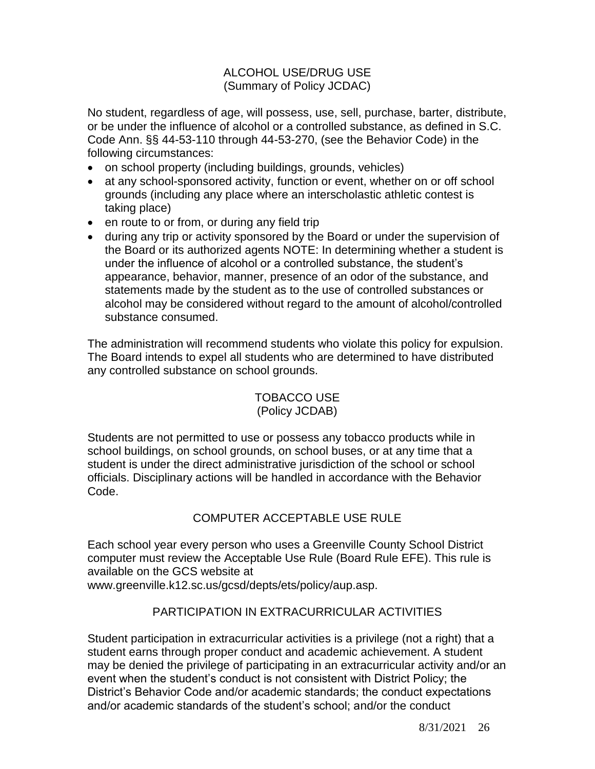## ALCOHOL USE/DRUG USE
(Summary of Policy JCDAC)

No student, regardless of age, will possess, use, sell, purchase, barter, distribute, or be under the influence of alcohol or a controlled substance, as defined in S.C. Code Ann. §§ 44-53-110 through 44-53-270, (see the Behavior Code) in the following circumstances:

- on school property (including buildings, grounds, vehicles)
- at any school-sponsored activity, function or event, whether on or off school grounds (including any place where an interscholastic athletic contest is taking place)
- en route to or from, or during any field trip
- during any trip or activity sponsored by the Board or under the supervision of the Board or its authorized agents NOTE: In determining whether a student is under the influence of alcohol or a controlled substance, the student's appearance, behavior, manner, presence of an odor of the substance, and statements made by the student as to the use of controlled substances or alcohol may be considered without regard to the amount of alcohol/controlled substance consumed.

The administration will recommend students who violate this policy for expulsion. The Board intends to expel all students who are determined to have distributed any controlled substance on school grounds.

## TOBACCO USE
(Policy JCDAB)

Students are not permitted to use or possess any tobacco products while in school buildings, on school grounds, on school buses, or at any time that a student is under the direct administrative jurisdiction of the school or school officials. Disciplinary actions will be handled in accordance with the Behavior Code.

## COMPUTER ACCEPTABLE USE RULE

Each school year every person who uses a Greenville County School District computer must review the Acceptable Use Rule (Board Rule EFE). This rule is available on the GCS website at www.greenville.k12.sc.us/gcsd/depts/ets/policy/aup.asp.

## PARTICIPATION IN EXTRACURRICULAR ACTIVITIES

Student participation in extracurricular activities is a privilege (not a right) that a student earns through proper conduct and academic achievement. A student may be denied the privilege of participating in an extracurricular activity and/or an event when the student's conduct is not consistent with District Policy; the District's Behavior Code and/or academic standards; the conduct expectations and/or academic standards of the student's school; and/or the conduct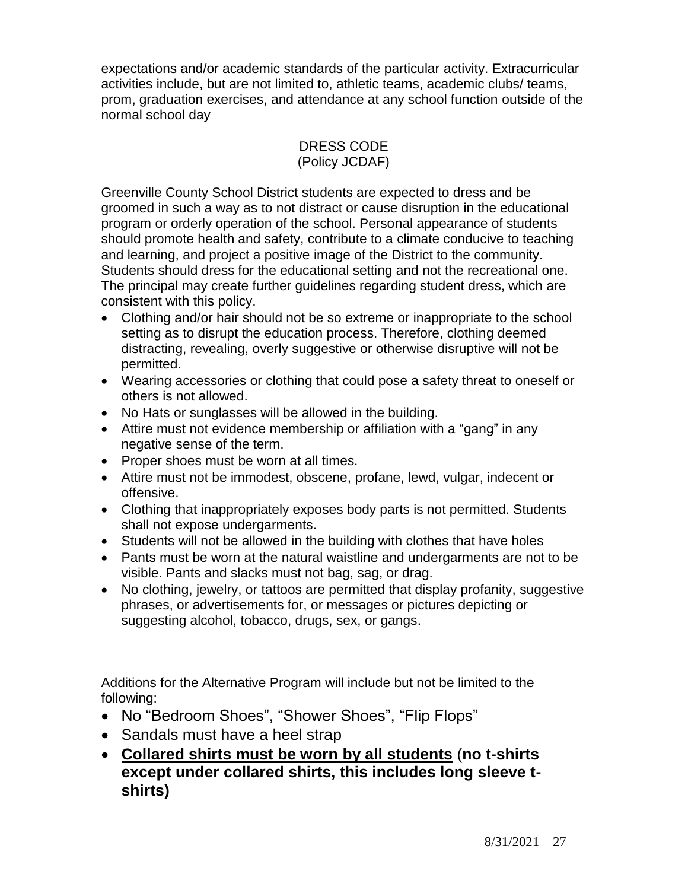expectations and/or academic standards of the particular activity. Extracurricular activities include, but are not limited to, athletic teams, academic clubs/ teams, prom, graduation exercises, and attendance at any school function outside of the normal school day

## DRESS CODE
(Policy JCDAF)

Greenville County School District students are expected to dress and be groomed in such a way as to not distract or cause disruption in the educational program or orderly operation of the school. Personal appearance of students should promote health and safety, contribute to a climate conducive to teaching and learning, and project a positive image of the District to the community. Students should dress for the educational setting and not the recreational one. The principal may create further guidelines regarding student dress, which are consistent with this policy.

- Clothing and/or hair should not be so extreme or inappropriate to the school setting as to disrupt the education process. Therefore, clothing deemed distracting, revealing, overly suggestive or otherwise disruptive will not be permitted.
- Wearing accessories or clothing that could pose a safety threat to oneself or others is not allowed.
- No Hats or sunglasses will be allowed in the building.
- Attire must not evidence membership or affiliation with a "gang" in any negative sense of the term.
- Proper shoes must be worn at all times.
- Attire must not be immodest, obscene, profane, lewd, vulgar, indecent or offensive.
- Clothing that inappropriately exposes body parts is not permitted. Students shall not expose undergarments.
- Students will not be allowed in the building with clothes that have holes
- Pants must be worn at the natural waistline and undergarments are not to be visible. Pants and slacks must not bag, sag, or drag.
- No clothing, jewelry, or tattoos are permitted that display profanity, suggestive phrases, or advertisements for, or messages or pictures depicting or suggesting alcohol, tobacco, drugs, sex, or gangs.

Additions for the Alternative Program will include but not be limited to the following:

- No "Bedroom Shoes", "Shower Shoes", "Flip Flops"
- Sandals must have a heel strap
- **<u>Collared shirts must be worn by all students</u> (no t-shirts except under collared shirts, this includes long sleeve t-shirts)**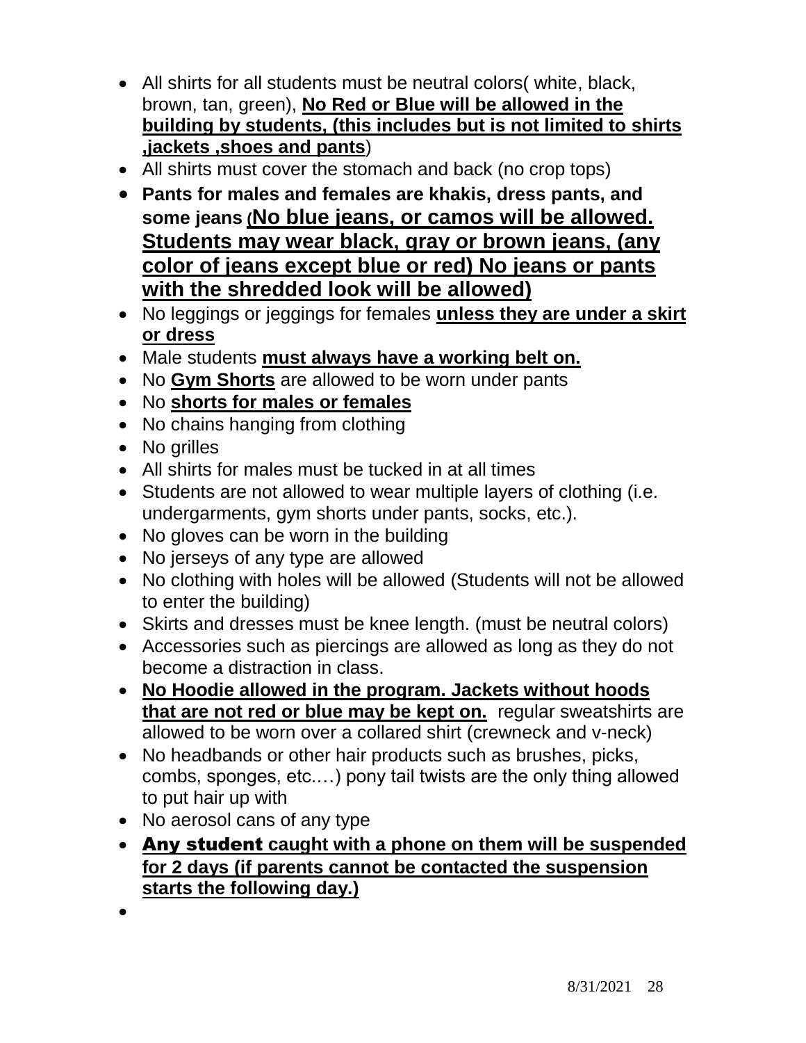- All shirts for all students must be neutral colors( white, black, brown, tan, green), **No Red or Blue will be allowed in the building by students, (this includes but is not limited to shirts ,jackets ,shoes and pants**)
- All shirts must cover the stomach and back (no crop tops)
- **Pants for males and females are khakis, dress pants, and some jeans (No blue jeans, or camos will be allowed. Students may wear black, gray or brown jeans, (any color of jeans except blue or red) No jeans or pants with the shredded look will be allowed)**
- No leggings or jeggings for females **unless they are under a skirt or dress**
- Male students **must always have a working belt on.**
- No **Gym Shorts** are allowed to be worn under pants
- No **shorts for males or females**
- No chains hanging from clothing
- No grilles
- All shirts for males must be tucked in at all times
- Students are not allowed to wear multiple layers of clothing (i.e. undergarments, gym shorts under pants, socks, etc.).
- No gloves can be worn in the building
- No jerseys of any type are allowed
- No clothing with holes will be allowed (Students will not be allowed to enter the building)
- Skirts and dresses must be knee length. (must be neutral colors)
- Accessories such as piercings are allowed as long as they do not become a distraction in class.
- **No Hoodie allowed in the program. Jackets without hoods that are not red or blue may be kept on.** regular sweatshirts are allowed to be worn over a collared shirt (crewneck and v-neck)
- No headbands or other hair products such as brushes, picks, combs, sponges, etc.…) pony tail twists are the only thing allowed to put hair up with
- No aerosol cans of any type
- **Any student caught with a phone on them will be suspended for 2 days (if parents cannot be contacted the suspension starts the following day.)**
- 

8/31/2021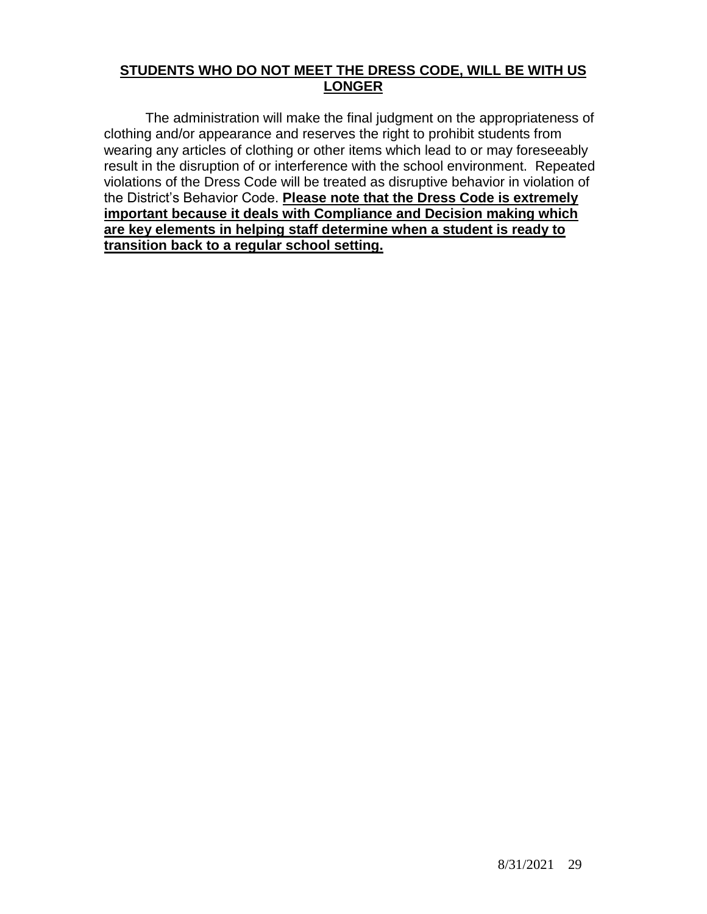## STUDENTS WHO DO NOT MEET THE DRESS CODE, WILL BE WITH US LONGER

The administration will make the final judgment on the appropriateness of clothing and/or appearance and reserves the right to prohibit students from wearing any articles of clothing or other items which lead to or may foreseeably result in the disruption of or interference with the school environment. Repeated violations of the Dress Code will be treated as disruptive behavior in violation of the District's Behavior Code. **Please note that the Dress Code is extremely important because it deals with Compliance and Decision making which are key elements in helping staff determine when a student is ready to transition back to a regular school setting.**